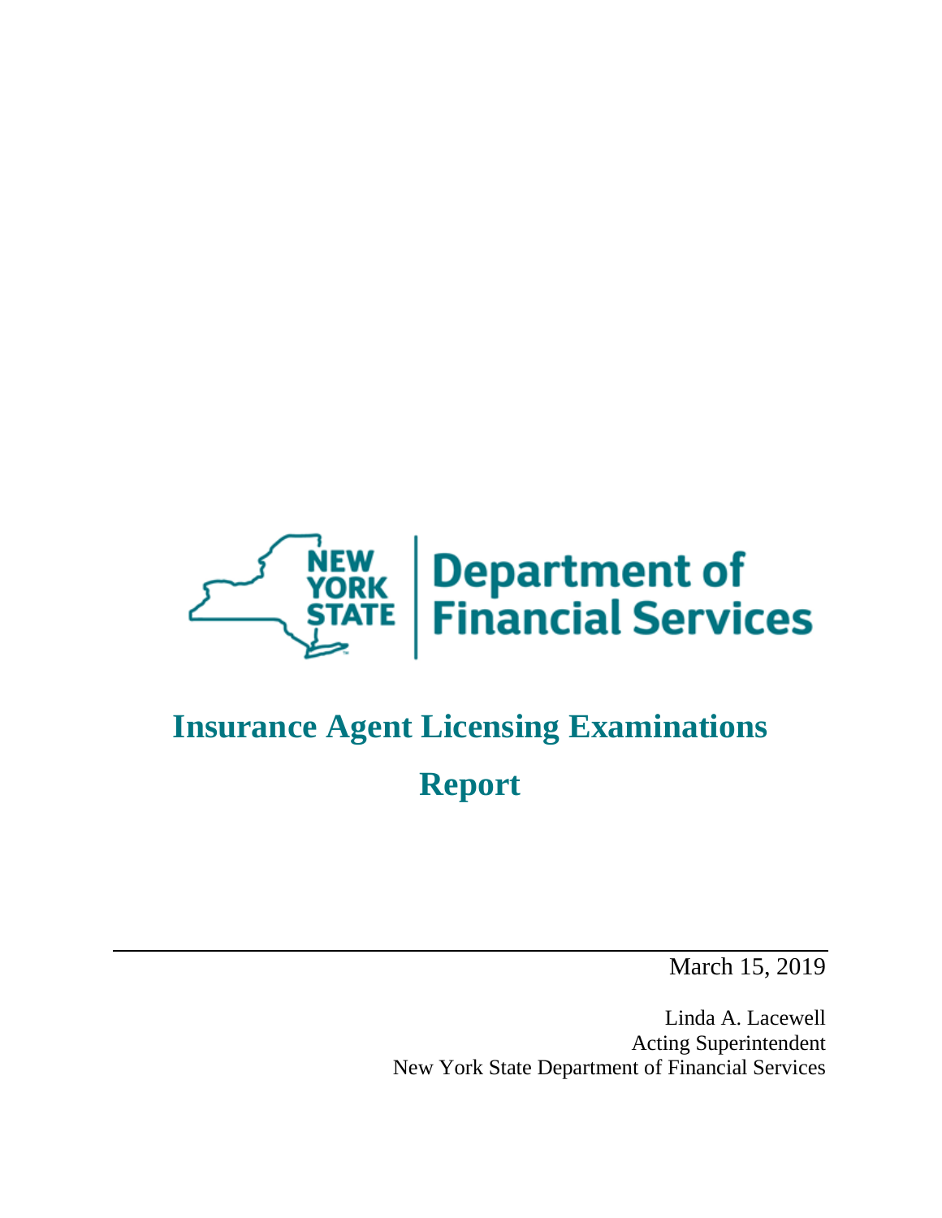NEW YORK STATE | Department of Financial Services

# Insurance Agent Licensing Examinations

# Report

March 15, 2019

Linda A. Lacewell
Acting Superintendent
New York State Department of Financial Services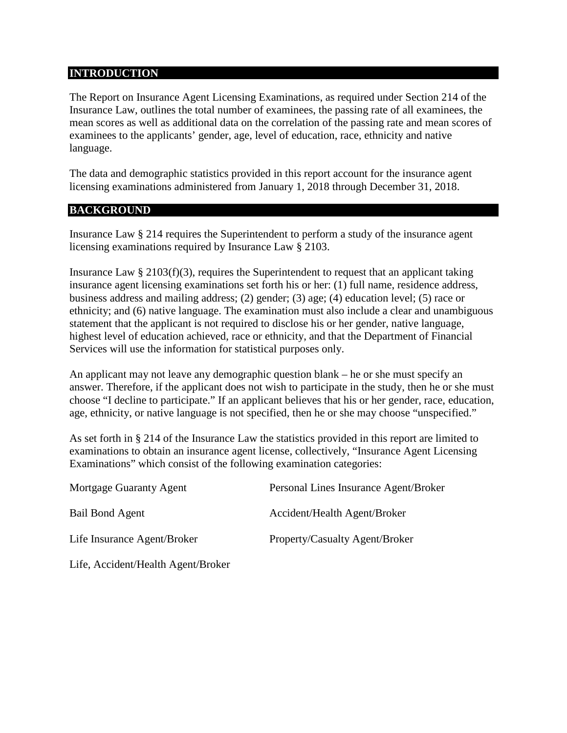## INTRODUCTION

The Report on Insurance Agent Licensing Examinations, as required under Section 214 of the Insurance Law, outlines the total number of examinees, the passing rate of all examinees, the mean scores as well as additional data on the correlation of the passing rate and mean scores of examinees to the applicants' gender, age, level of education, race, ethnicity and native language.

The data and demographic statistics provided in this report account for the insurance agent licensing examinations administered from January 1, 2018 through December 31, 2018.

## BACKGROUND

Insurance Law § 214 requires the Superintendent to perform a study of the insurance agent licensing examinations required by Insurance Law § 2103.

Insurance Law § 2103(f)(3), requires the Superintendent to request that an applicant taking insurance agent licensing examinations set forth his or her: (1) full name, residence address, business address and mailing address; (2) gender; (3) age; (4) education level; (5) race or ethnicity; and (6) native language. The examination must also include a clear and unambiguous statement that the applicant is not required to disclose his or her gender, native language, highest level of education achieved, race or ethnicity, and that the Department of Financial Services will use the information for statistical purposes only.

An applicant may not leave any demographic question blank – he or she must specify an answer. Therefore, if the applicant does not wish to participate in the study, then he or she must choose "I decline to participate." If an applicant believes that his or her gender, race, education, age, ethnicity, or native language is not specified, then he or she may choose "unspecified."

As set forth in § 214 of the Insurance Law the statistics provided in this report are limited to examinations to obtain an insurance agent license, collectively, "Insurance Agent Licensing Examinations" which consist of the following examination categories:

- Mortgage Guaranty Agent
- Bail Bond Agent
- Life Insurance Agent/Broker
- Life, Accident/Health Agent/Broker
- Personal Lines Insurance Agent/Broker
- Accident/Health Agent/Broker
- Property/Casualty Agent/Broker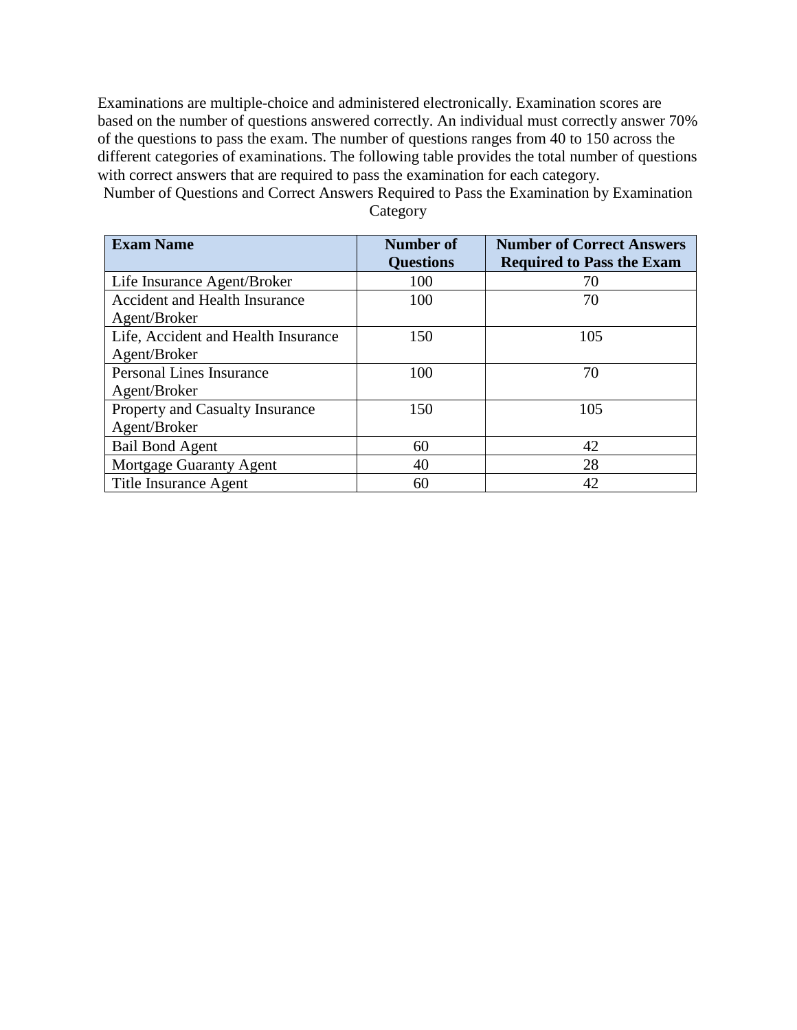Examinations are multiple-choice and administered electronically. Examination scores are based on the number of questions answered correctly. An individual must correctly answer 70% of the questions to pass the exam. The number of questions ranges from 40 to 150 across the different categories of examinations. The following table provides the total number of questions with correct answers that are required to pass the examination for each category.

Number of Questions and Correct Answers Required to Pass the Examination by Examination Category

| Exam Name | Number of Questions | Number of Correct Answers Required to Pass the Exam |
| --- | --- | --- |
| Life Insurance Agent/Broker | 100 | 70 |
| Accident and Health Insurance Agent/Broker | 100 | 70 |
| Life, Accident and Health Insurance Agent/Broker | 150 | 105 |
| Personal Lines Insurance Agent/Broker | 100 | 70 |
| Property and Casualty Insurance Agent/Broker | 150 | 105 |
| Bail Bond Agent | 60 | 42 |
| Mortgage Guaranty Agent | 40 | 28 |
| Title Insurance Agent | 60 | 42 |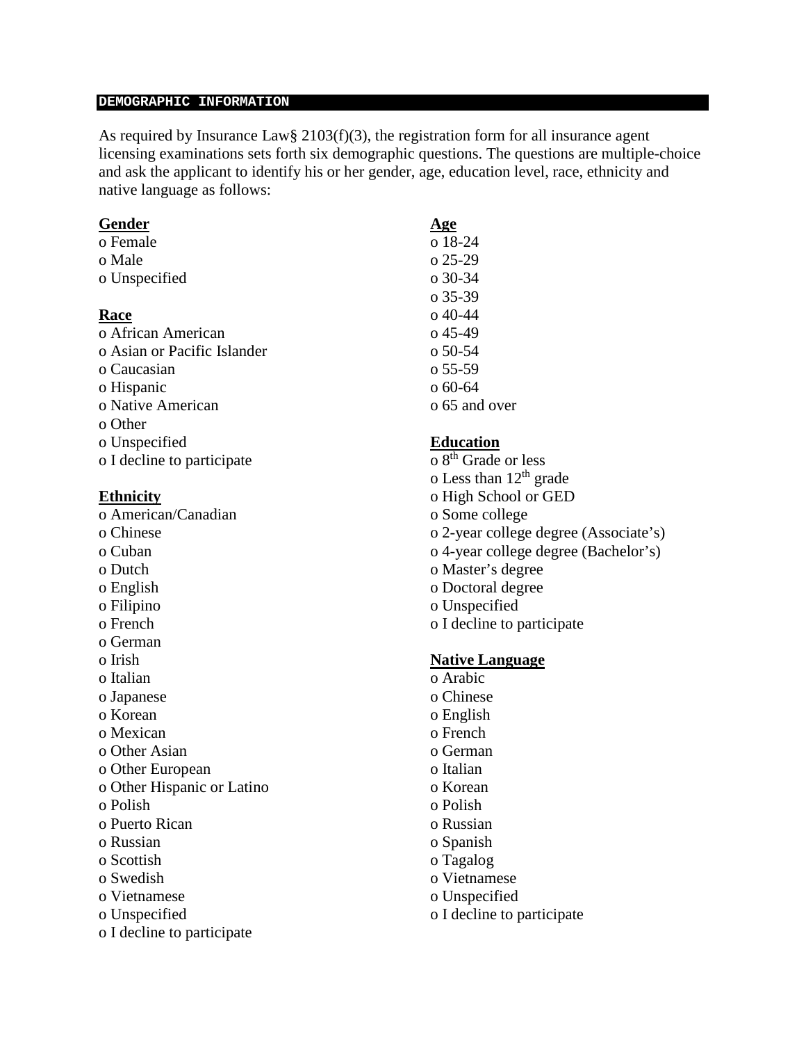## DEMOGRAPHIC INFORMATION

As required by Insurance Law§ 2103(f)(3), the registration form for all insurance agent licensing examinations sets forth six demographic questions. The questions are multiple-choice and ask the applicant to identify his or her gender, age, education level, race, ethnicity and native language as follows:

**Gender**

- Female
- Male
- Unspecified

**Race**

- African American
- Asian or Pacific Islander
- Caucasian
- Hispanic
- Native American
- Other
- Unspecified
- I decline to participate

**Ethnicity**

- American/Canadian
- Chinese
- Cuban
- Dutch
- English
- Filipino
- French
- German
- Irish
- Italian
- Japanese
- Korean
- Mexican
- Other Asian
- Other European
- Other Hispanic or Latino
- Polish
- Puerto Rican
- Russian
- Scottish
- Swedish
- Vietnamese
- Unspecified
- I decline to participate

**Age**

- 18-24
- 25-29
- 30-34
- 35-39
- 40-44
- 45-49
- 50-54
- 55-59
- 60-64
- 65 and over

**Education**

- 8th Grade or less
- Less than 12th grade
- High School or GED
- Some college
- 2-year college degree (Associate's)
- 4-year college degree (Bachelor's)
- Master's degree
- Doctoral degree
- Unspecified
- I decline to participate

**Native Language**

- Arabic
- Chinese
- English
- French
- German
- Italian
- Korean
- Polish
- Russian
- Spanish
- Tagalog
- Vietnamese
- Unspecified
- I decline to participate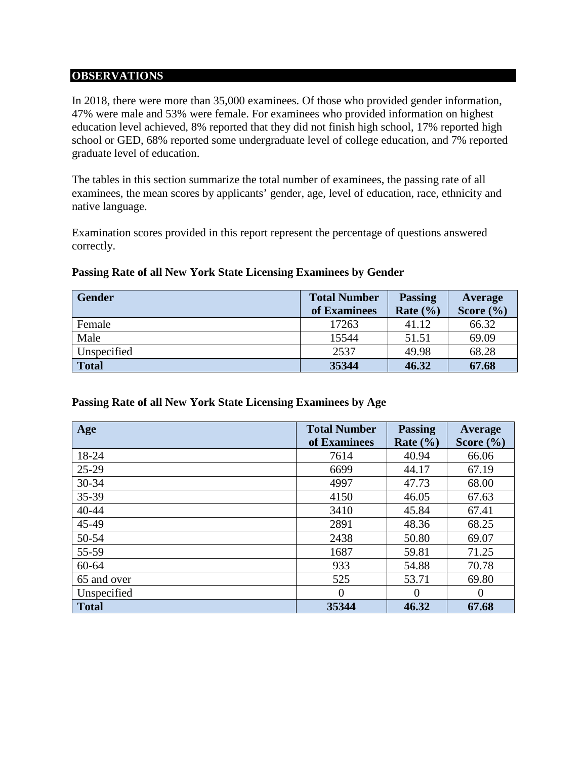## OBSERVATIONS

In 2018, there were more than 35,000 examinees. Of those who provided gender information, 47% were male and 53% were female. For examinees who provided information on highest education level achieved, 8% reported that they did not finish high school, 17% reported high school or GED, 68% reported some undergraduate level of college education, and 7% reported graduate level of education.

The tables in this section summarize the total number of examinees, the passing rate of all examinees, the mean scores by applicants' gender, age, level of education, race, ethnicity and native language.

Examination scores provided in this report represent the percentage of questions answered correctly.

**Passing Rate of all New York State Licensing Examinees by Gender**

| Gender | Total Number of Examinees | Passing Rate (%) | Average Score (%) |
|---|---|---|---|
| Female | 17263 | 41.12 | 66.32 |
| Male | 15544 | 51.51 | 69.09 |
| Unspecified | 2537 | 49.98 | 68.28 |
| **Total** | **35344** | **46.32** | **67.68** |

**Passing Rate of all New York State Licensing Examinees by Age**

| Age | Total Number of Examinees | Passing Rate (%) | Average Score (%) |
|---|---|---|---|
| 18-24 | 7614 | 40.94 | 66.06 |
| 25-29 | 6699 | 44.17 | 67.19 |
| 30-34 | 4997 | 47.73 | 68.00 |
| 35-39 | 4150 | 46.05 | 67.63 |
| 40-44 | 3410 | 45.84 | 67.41 |
| 45-49 | 2891 | 48.36 | 68.25 |
| 50-54 | 2438 | 50.80 | 69.07 |
| 55-59 | 1687 | 59.81 | 71.25 |
| 60-64 | 933 | 54.88 | 70.78 |
| 65 and over | 525 | 53.71 | 69.80 |
| Unspecified | 0 | 0 | 0 |
| **Total** | **35344** | **46.32** | **67.68** |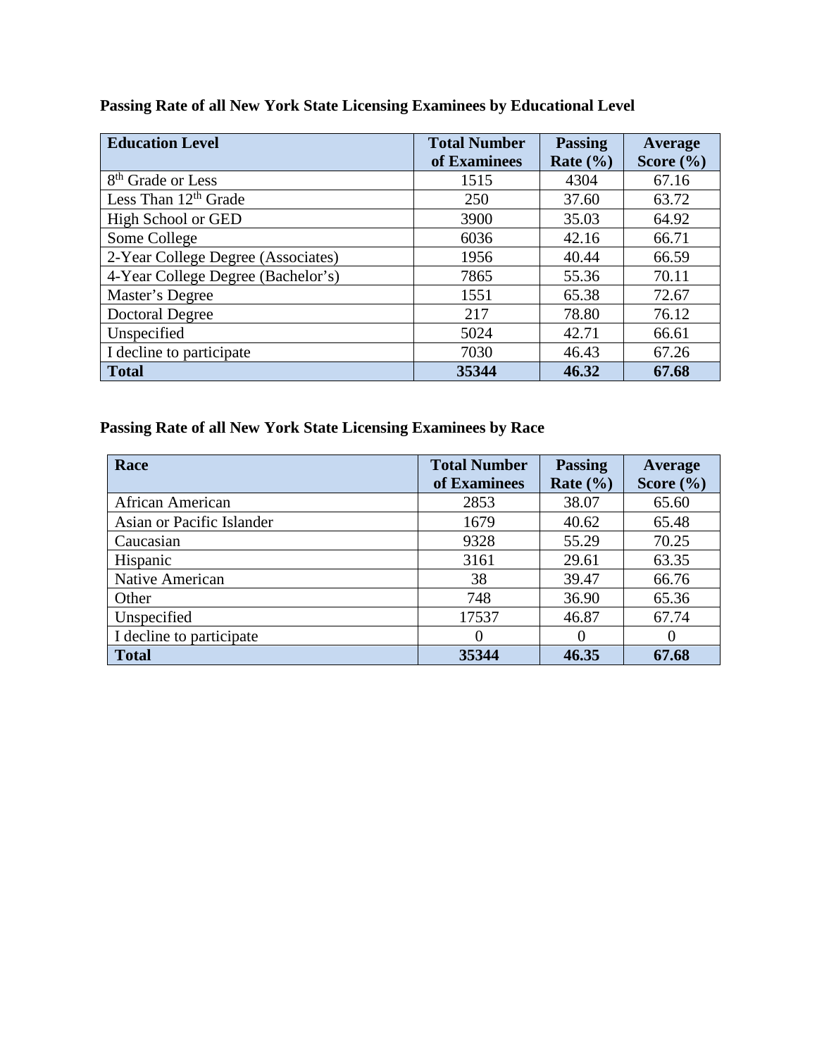**Passing Rate of all New York State Licensing Examinees by Educational Level**

| Education Level | Total Number of Examinees | Passing Rate (%) | Average Score (%) |
|---|---|---|---|
| 8th Grade or Less | 1515 | 4304 | 67.16 |
| Less Than 12th Grade | 250 | 37.60 | 63.72 |
| High School or GED | 3900 | 35.03 | 64.92 |
| Some College | 6036 | 42.16 | 66.71 |
| 2-Year College Degree (Associates) | 1956 | 40.44 | 66.59 |
| 4-Year College Degree (Bachelor's) | 7865 | 55.36 | 70.11 |
| Master's Degree | 1551 | 65.38 | 72.67 |
| Doctoral Degree | 217 | 78.80 | 76.12 |
| Unspecified | 5024 | 42.71 | 66.61 |
| I decline to participate | 7030 | 46.43 | 67.26 |
| **Total** | **35344** | **46.32** | **67.68** |

**Passing Rate of all New York State Licensing Examinees by Race**

| Race | Total Number of Examinees | Passing Rate (%) | Average Score (%) |
|---|---|---|---|
| African American | 2853 | 38.07 | 65.60 |
| Asian or Pacific Islander | 1679 | 40.62 | 65.48 |
| Caucasian | 9328 | 55.29 | 70.25 |
| Hispanic | 3161 | 29.61 | 63.35 |
| Native American | 38 | 39.47 | 66.76 |
| Other | 748 | 36.90 | 65.36 |
| Unspecified | 17537 | 46.87 | 67.74 |
| I decline to participate | 0 | 0 | 0 |
| **Total** | **35344** | **46.35** | **67.68** |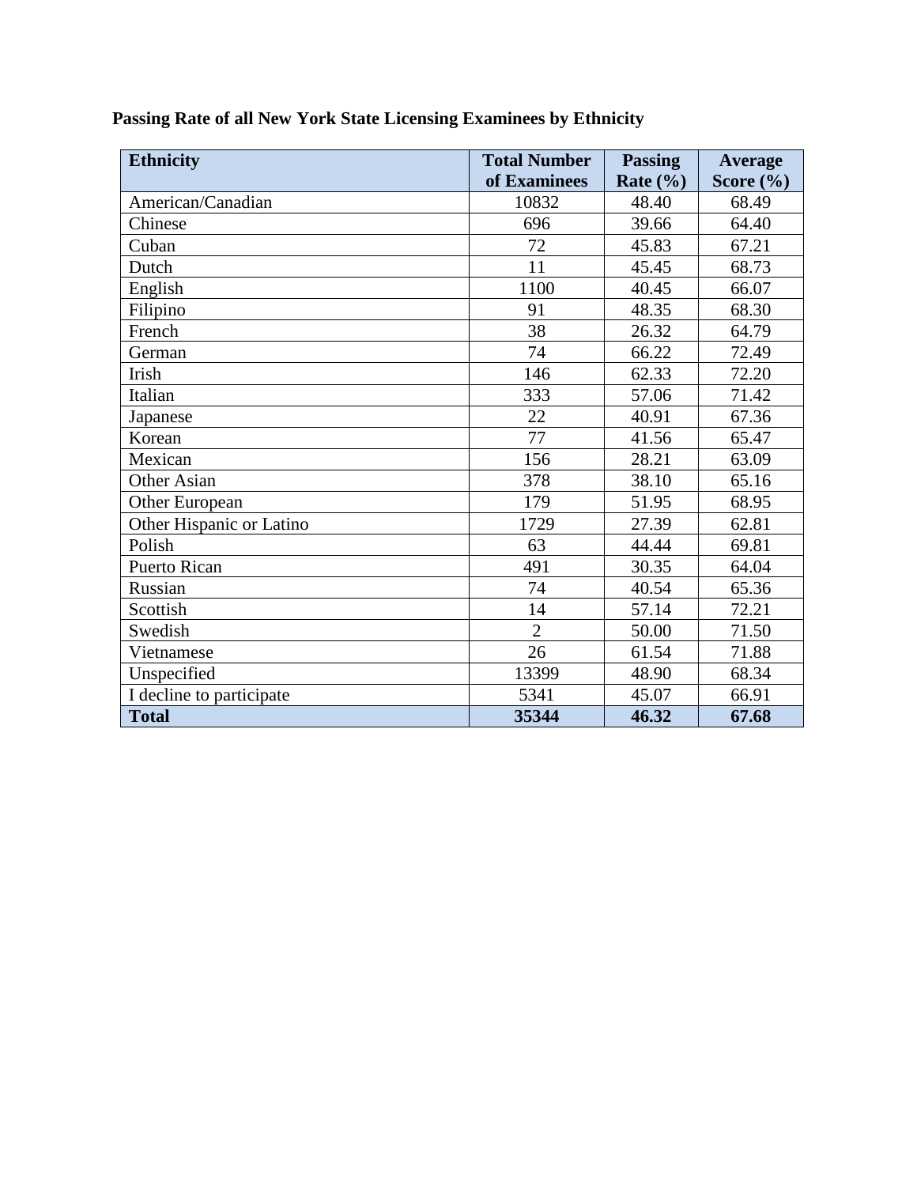**Passing Rate of all New York State Licensing Examinees by Ethnicity**

| Ethnicity | Total Number of Examinees | Passing Rate (%) | Average Score (%) |
|---|---|---|---|
| American/Canadian | 10832 | 48.40 | 68.49 |
| Chinese | 696 | 39.66 | 64.40 |
| Cuban | 72 | 45.83 | 67.21 |
| Dutch | 11 | 45.45 | 68.73 |
| English | 1100 | 40.45 | 66.07 |
| Filipino | 91 | 48.35 | 68.30 |
| French | 38 | 26.32 | 64.79 |
| German | 74 | 66.22 | 72.49 |
| Irish | 146 | 62.33 | 72.20 |
| Italian | 333 | 57.06 | 71.42 |
| Japanese | 22 | 40.91 | 67.36 |
| Korean | 77 | 41.56 | 65.47 |
| Mexican | 156 | 28.21 | 63.09 |
| Other Asian | 378 | 38.10 | 65.16 |
| Other European | 179 | 51.95 | 68.95 |
| Other Hispanic or Latino | 1729 | 27.39 | 62.81 |
| Polish | 63 | 44.44 | 69.81 |
| Puerto Rican | 491 | 30.35 | 64.04 |
| Russian | 74 | 40.54 | 65.36 |
| Scottish | 14 | 57.14 | 72.21 |
| Swedish | 2 | 50.00 | 71.50 |
| Vietnamese | 26 | 61.54 | 71.88 |
| Unspecified | 13399 | 48.90 | 68.34 |
| I decline to participate | 5341 | 45.07 | 66.91 |
| **Total** | **35344** | **46.32** | **67.68** |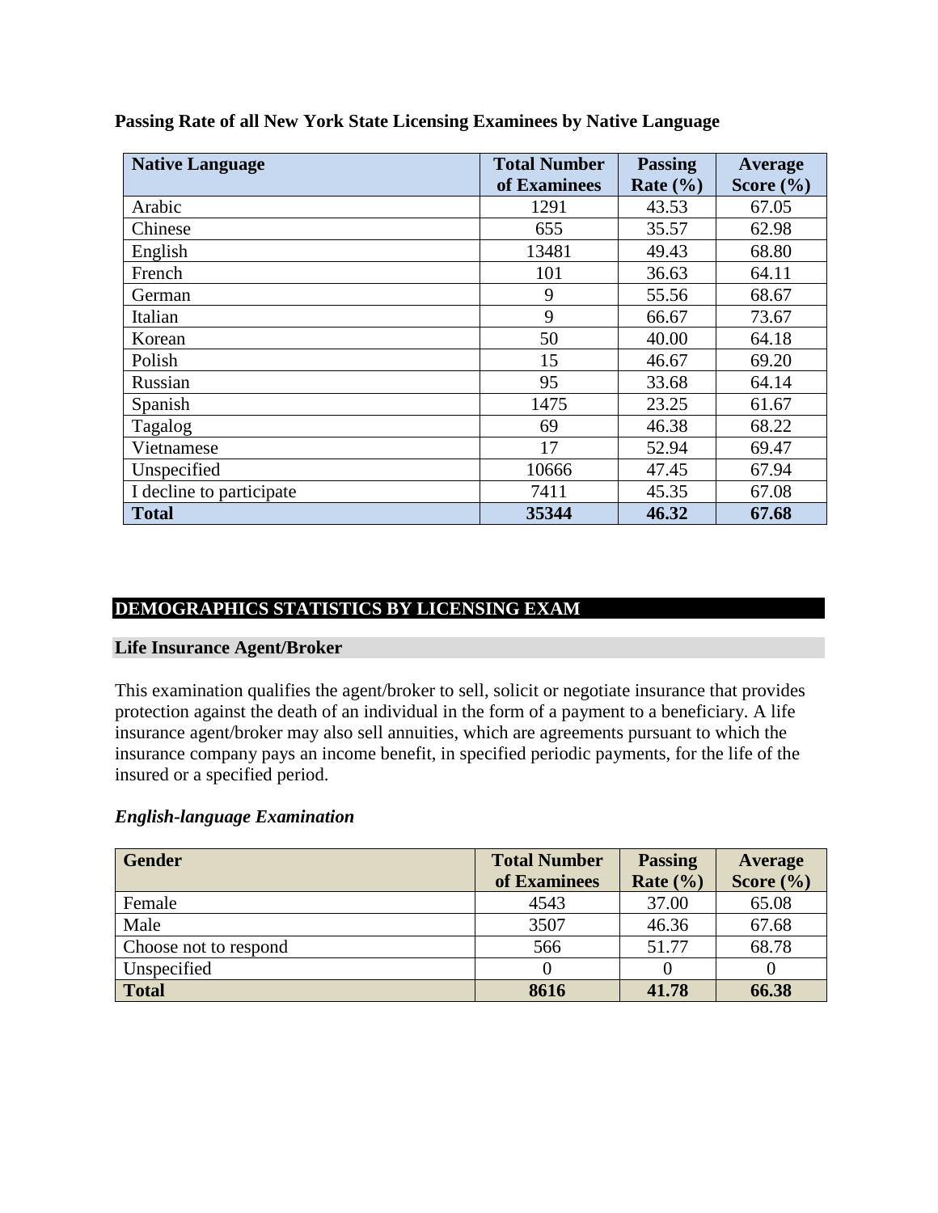**Passing Rate of all New York State Licensing Examinees by Native Language**

| Native Language | Total Number of Examinees | Passing Rate (%) | Average Score (%) |
|---|---|---|---|
| Arabic | 1291 | 43.53 | 67.05 |
| Chinese | 655 | 35.57 | 62.98 |
| English | 13481 | 49.43 | 68.80 |
| French | 101 | 36.63 | 64.11 |
| German | 9 | 55.56 | 68.67 |
| Italian | 9 | 66.67 | 73.67 |
| Korean | 50 | 40.00 | 64.18 |
| Polish | 15 | 46.67 | 69.20 |
| Russian | 95 | 33.68 | 64.14 |
| Spanish | 1475 | 23.25 | 61.67 |
| Tagalog | 69 | 46.38 | 68.22 |
| Vietnamese | 17 | 52.94 | 69.47 |
| Unspecified | 10666 | 47.45 | 67.94 |
| I decline to participate | 7411 | 45.35 | 67.08 |
| **Total** | **35344** | **46.32** | **67.68** |

## DEMOGRAPHICS STATISTICS BY LICENSING EXAM

### Life Insurance Agent/Broker

This examination qualifies the agent/broker to sell, solicit or negotiate insurance that provides protection against the death of an individual in the form of a payment to a beneficiary. A life insurance agent/broker may also sell annuities, which are agreements pursuant to which the insurance company pays an income benefit, in specified periodic payments, for the life of the insured or a specified period.

***English-language Examination***

| Gender | Total Number of Examinees | Passing Rate (%) | Average Score (%) |
|---|---|---|---|
| Female | 4543 | 37.00 | 65.08 |
| Male | 3507 | 46.36 | 67.68 |
| Choose not to respond | 566 | 51.77 | 68.78 |
| Unspecified | 0 | 0 | 0 |
| **Total** | **8616** | **41.78** | **66.38** |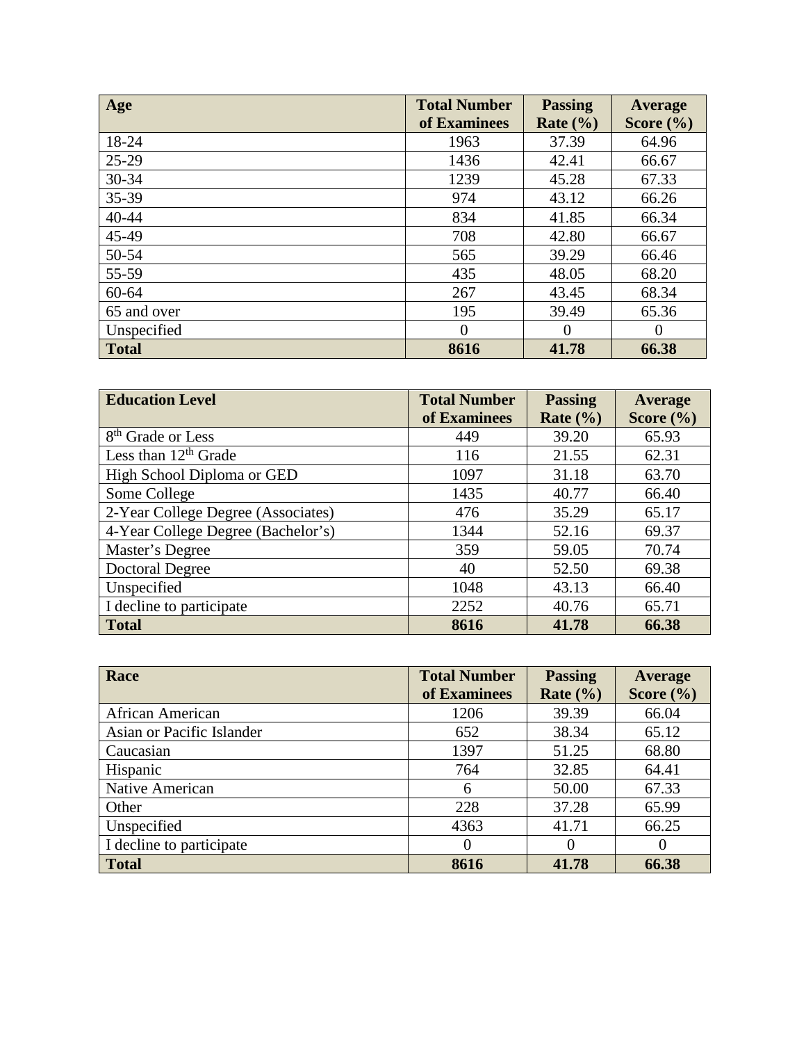| Age | Total Number of Examinees | Passing Rate (%) | Average Score (%) |
|---|---|---|---|
| 18-24 | 1963 | 37.39 | 64.96 |
| 25-29 | 1436 | 42.41 | 66.67 |
| 30-34 | 1239 | 45.28 | 67.33 |
| 35-39 | 974 | 43.12 | 66.26 |
| 40-44 | 834 | 41.85 | 66.34 |
| 45-49 | 708 | 42.80 | 66.67 |
| 50-54 | 565 | 39.29 | 66.46 |
| 55-59 | 435 | 48.05 | 68.20 |
| 60-64 | 267 | 43.45 | 68.34 |
| 65 and over | 195 | 39.49 | 65.36 |
| Unspecified | 0 | 0 | 0 |
| **Total** | **8616** | **41.78** | **66.38** |

| Education Level | Total Number of Examinees | Passing Rate (%) | Average Score (%) |
|---|---|---|---|
| 8th Grade or Less | 449 | 39.20 | 65.93 |
| Less than 12th Grade | 116 | 21.55 | 62.31 |
| High School Diploma or GED | 1097 | 31.18 | 63.70 |
| Some College | 1435 | 40.77 | 66.40 |
| 2-Year College Degree (Associates) | 476 | 35.29 | 65.17 |
| 4-Year College Degree (Bachelor's) | 1344 | 52.16 | 69.37 |
| Master's Degree | 359 | 59.05 | 70.74 |
| Doctoral Degree | 40 | 52.50 | 69.38 |
| Unspecified | 1048 | 43.13 | 66.40 |
| I decline to participate | 2252 | 40.76 | 65.71 |
| **Total** | **8616** | **41.78** | **66.38** |

| Race | Total Number of Examinees | Passing Rate (%) | Average Score (%) |
|---|---|---|---|
| African American | 1206 | 39.39 | 66.04 |
| Asian or Pacific Islander | 652 | 38.34 | 65.12 |
| Caucasian | 1397 | 51.25 | 68.80 |
| Hispanic | 764 | 32.85 | 64.41 |
| Native American | 6 | 50.00 | 67.33 |
| Other | 228 | 37.28 | 65.99 |
| Unspecified | 4363 | 41.71 | 66.25 |
| I decline to participate | 0 | 0 | 0 |
| **Total** | **8616** | **41.78** | **66.38** |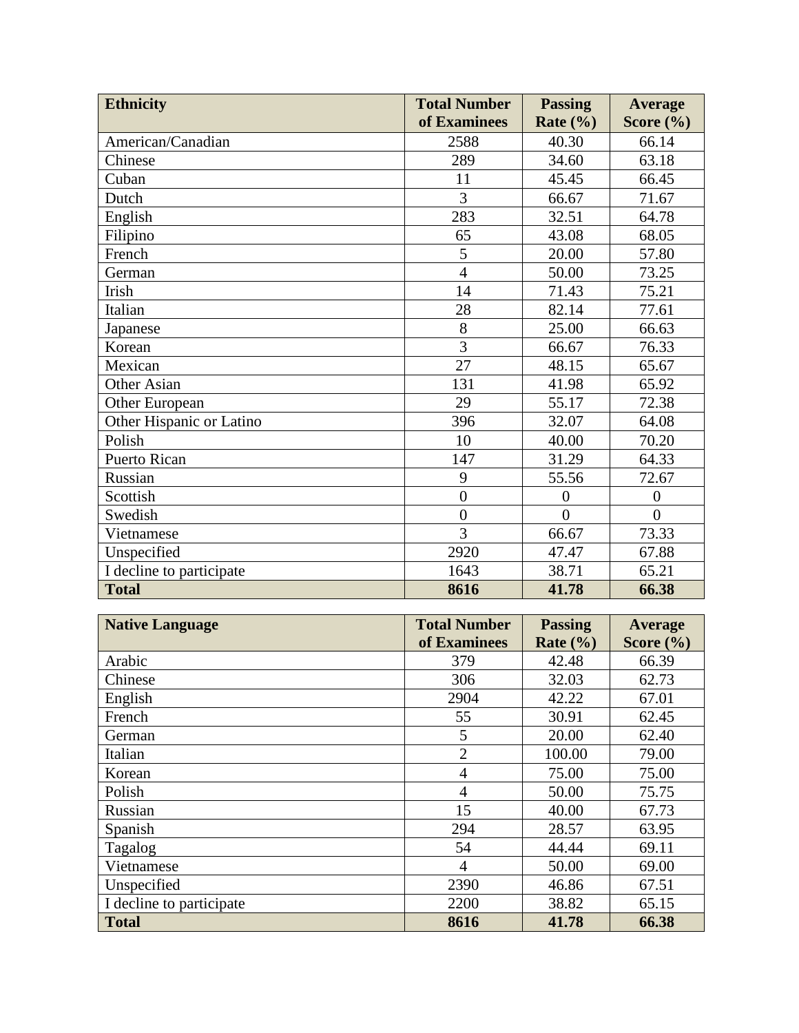| **Ethnicity** | **Total Number of Examinees** | **Passing Rate (%)** | **Average Score (%)** |
|---|---|---|---|
| American/Canadian | 2588 | 40.30 | 66.14 |
| Chinese | 289 | 34.60 | 63.18 |
| Cuban | 11 | 45.45 | 66.45 |
| Dutch | 3 | 66.67 | 71.67 |
| English | 283 | 32.51 | 64.78 |
| Filipino | 65 | 43.08 | 68.05 |
| French | 5 | 20.00 | 57.80 |
| German | 4 | 50.00 | 73.25 |
| Irish | 14 | 71.43 | 75.21 |
| Italian | 28 | 82.14 | 77.61 |
| Japanese | 8 | 25.00 | 66.63 |
| Korean | 3 | 66.67 | 76.33 |
| Mexican | 27 | 48.15 | 65.67 |
| Other Asian | 131 | 41.98 | 65.92 |
| Other European | 29 | 55.17 | 72.38 |
| Other Hispanic or Latino | 396 | 32.07 | 64.08 |
| Polish | 10 | 40.00 | 70.20 |
| Puerto Rican | 147 | 31.29 | 64.33 |
| Russian | 9 | 55.56 | 72.67 |
| Scottish | 0 | 0 | 0 |
| Swedish | 0 | 0 | 0 |
| Vietnamese | 3 | 66.67 | 73.33 |
| Unspecified | 2920 | 47.47 | 67.88 |
| I decline to participate | 1643 | 38.71 | 65.21 |
| **Total** | **8616** | **41.78** | **66.38** |

| **Native Language** | **Total Number of Examinees** | **Passing Rate (%)** | **Average Score (%)** |
|---|---|---|---|
| Arabic | 379 | 42.48 | 66.39 |
| Chinese | 306 | 32.03 | 62.73 |
| English | 2904 | 42.22 | 67.01 |
| French | 55 | 30.91 | 62.45 |
| German | 5 | 20.00 | 62.40 |
| Italian | 2 | 100.00 | 79.00 |
| Korean | 4 | 75.00 | 75.00 |
| Polish | 4 | 50.00 | 75.75 |
| Russian | 15 | 40.00 | 67.73 |
| Spanish | 294 | 28.57 | 63.95 |
| Tagalog | 54 | 44.44 | 69.11 |
| Vietnamese | 4 | 50.00 | 69.00 |
| Unspecified | 2390 | 46.86 | 67.51 |
| I decline to participate | 2200 | 38.82 | 65.15 |
| **Total** | **8616** | **41.78** | **66.38** |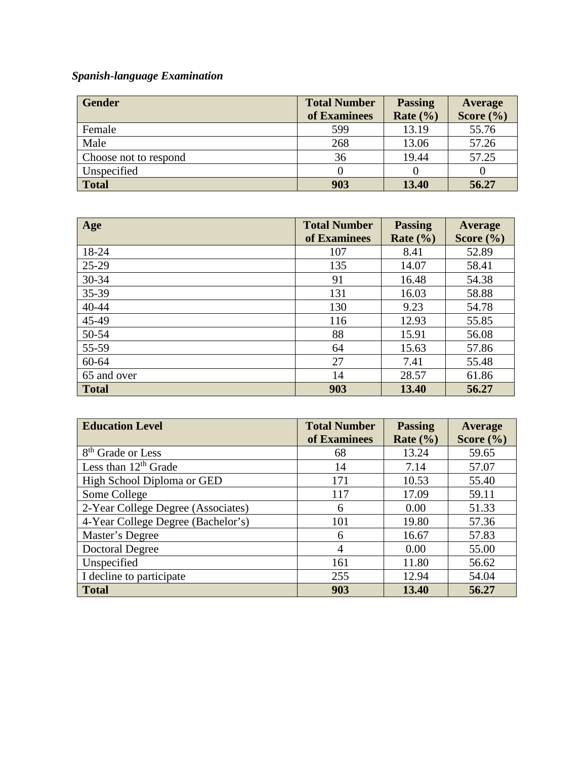*Spanish-language Examination*

| Gender | Total Number of Examinees | Passing Rate (%) | Average Score (%) |
|---|---|---|---|
| Female | 599 | 13.19 | 55.76 |
| Male | 268 | 13.06 | 57.26 |
| Choose not to respond | 36 | 19.44 | 57.25 |
| Unspecified | 0 | 0 | 0 |
| **Total** | **903** | **13.40** | **56.27** |

| Age | Total Number of Examinees | Passing Rate (%) | Average Score (%) |
|---|---|---|---|
| 18-24 | 107 | 8.41 | 52.89 |
| 25-29 | 135 | 14.07 | 58.41 |
| 30-34 | 91 | 16.48 | 54.38 |
| 35-39 | 131 | 16.03 | 58.88 |
| 40-44 | 130 | 9.23 | 54.78 |
| 45-49 | 116 | 12.93 | 55.85 |
| 50-54 | 88 | 15.91 | 56.08 |
| 55-59 | 64 | 15.63 | 57.86 |
| 60-64 | 27 | 7.41 | 55.48 |
| 65 and over | 14 | 28.57 | 61.86 |
| **Total** | **903** | **13.40** | **56.27** |

| Education Level | Total Number of Examinees | Passing Rate (%) | Average Score (%) |
|---|---|---|---|
| 8th Grade or Less | 68 | 13.24 | 59.65 |
| Less than 12th Grade | 14 | 7.14 | 57.07 |
| High School Diploma or GED | 171 | 10.53 | 55.40 |
| Some College | 117 | 17.09 | 59.11 |
| 2-Year College Degree (Associates) | 6 | 0.00 | 51.33 |
| 4-Year College Degree (Bachelor's) | 101 | 19.80 | 57.36 |
| Master's Degree | 6 | 16.67 | 57.83 |
| Doctoral Degree | 4 | 0.00 | 55.00 |
| Unspecified | 161 | 11.80 | 56.62 |
| I decline to participate | 255 | 12.94 | 54.04 |
| **Total** | **903** | **13.40** | **56.27** |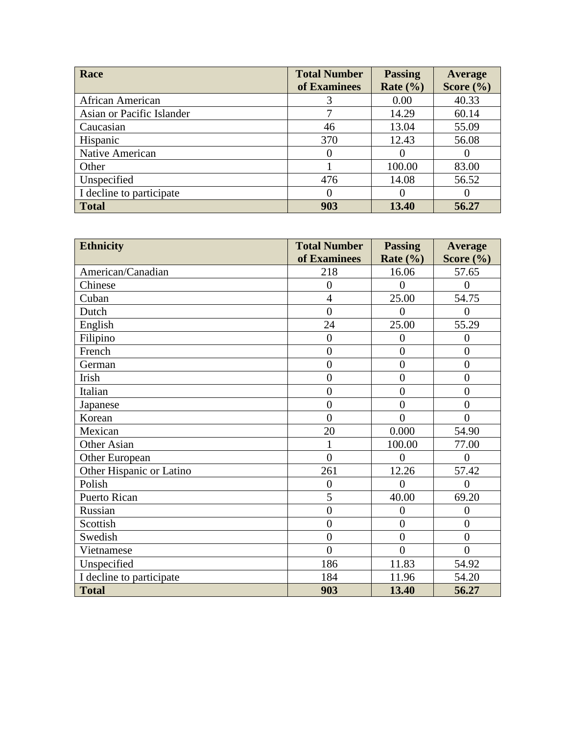| **Race** | **Total Number of Examinees** | **Passing Rate (%)** | **Average Score (%)** |
|---|---|---|---|
| African American | 3 | 0.00 | 40.33 |
| Asian or Pacific Islander | 7 | 14.29 | 60.14 |
| Caucasian | 46 | 13.04 | 55.09 |
| Hispanic | 370 | 12.43 | 56.08 |
| Native American | 0 | 0 | 0 |
| Other | 1 | 100.00 | 83.00 |
| Unspecified | 476 | 14.08 | 56.52 |
| I decline to participate | 0 | 0 | 0 |
| **Total** | **903** | **13.40** | **56.27** |

| **Ethnicity** | **Total Number of Examinees** | **Passing Rate (%)** | **Average Score (%)** |
|---|---|---|---|
| American/Canadian | 218 | 16.06 | 57.65 |
| Chinese | 0 | 0 | 0 |
| Cuban | 4 | 25.00 | 54.75 |
| Dutch | 0 | 0 | 0 |
| English | 24 | 25.00 | 55.29 |
| Filipino | 0 | 0 | 0 |
| French | 0 | 0 | 0 |
| German | 0 | 0 | 0 |
| Irish | 0 | 0 | 0 |
| Italian | 0 | 0 | 0 |
| Japanese | 0 | 0 | 0 |
| Korean | 0 | 0 | 0 |
| Mexican | 20 | 0.000 | 54.90 |
| Other Asian | 1 | 100.00 | 77.00 |
| Other European | 0 | 0 | 0 |
| Other Hispanic or Latino | 261 | 12.26 | 57.42 |
| Polish | 0 | 0 | 0 |
| Puerto Rican | 5 | 40.00 | 69.20 |
| Russian | 0 | 0 | 0 |
| Scottish | 0 | 0 | 0 |
| Swedish | 0 | 0 | 0 |
| Vietnamese | 0 | 0 | 0 |
| Unspecified | 186 | 11.83 | 54.92 |
| I decline to participate | 184 | 11.96 | 54.20 |
| **Total** | **903** | **13.40** | **56.27** |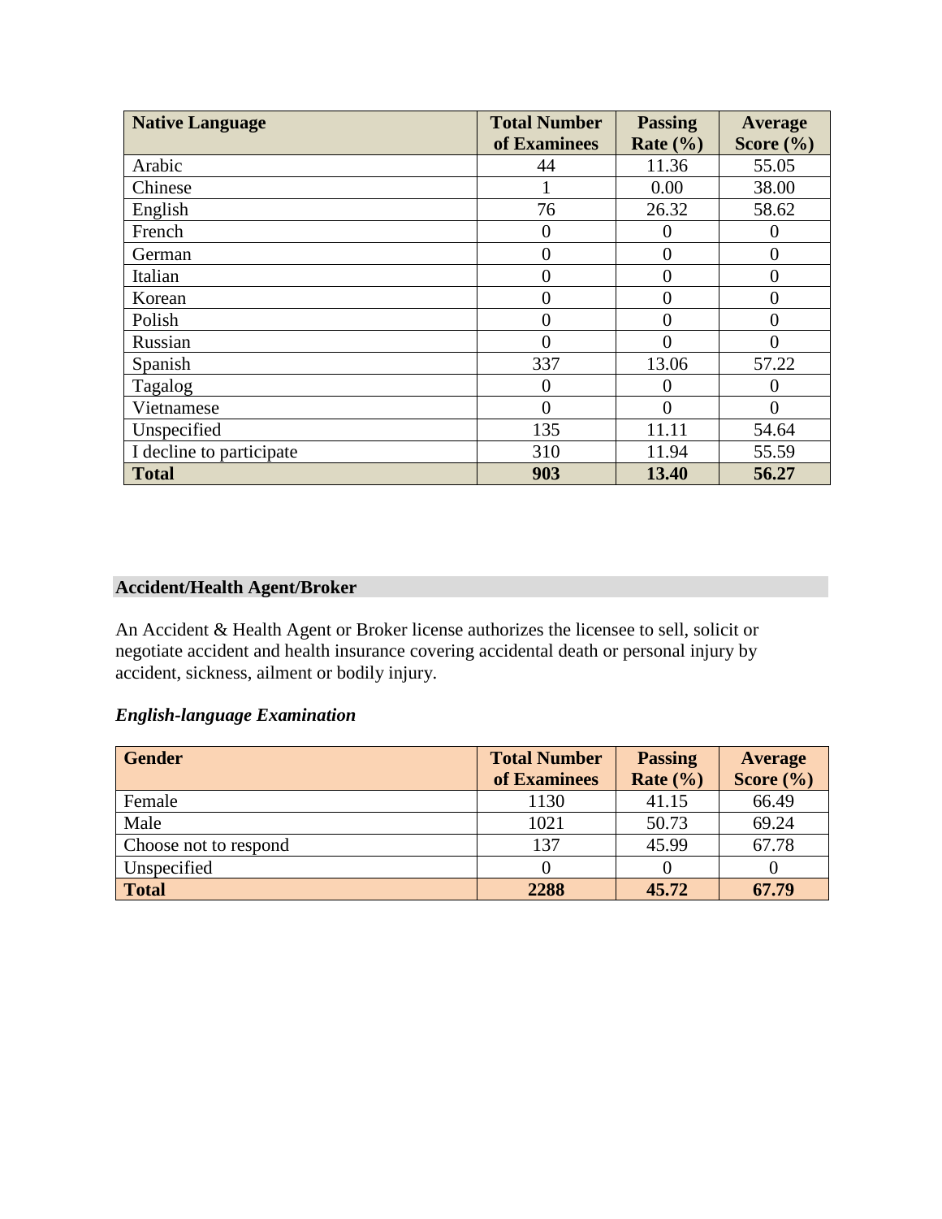| Native Language | Total Number of Examinees | Passing Rate (%) | Average Score (%) |
|---|---|---|---|
| Arabic | 44 | 11.36 | 55.05 |
| Chinese | 1 | 0.00 | 38.00 |
| English | 76 | 26.32 | 58.62 |
| French | 0 | 0 | 0 |
| German | 0 | 0 | 0 |
| Italian | 0 | 0 | 0 |
| Korean | 0 | 0 | 0 |
| Polish | 0 | 0 | 0 |
| Russian | 0 | 0 | 0 |
| Spanish | 337 | 13.06 | 57.22 |
| Tagalog | 0 | 0 | 0 |
| Vietnamese | 0 | 0 | 0 |
| Unspecified | 135 | 11.11 | 54.64 |
| I decline to participate | 310 | 11.94 | 55.59 |
| **Total** | **903** | **13.40** | **56.27** |

## Accident/Health Agent/Broker

An Accident & Health Agent or Broker license authorizes the licensee to sell, solicit or negotiate accident and health insurance covering accidental death or personal injury by accident, sickness, ailment or bodily injury.

### *English-language Examination*

| Gender | Total Number of Examinees | Passing Rate (%) | Average Score (%) |
|---|---|---|---|
| Female | 1130 | 41.15 | 66.49 |
| Male | 1021 | 50.73 | 69.24 |
| Choose not to respond | 137 | 45.99 | 67.78 |
| Unspecified | 0 | 0 | 0 |
| **Total** | **2288** | **45.72** | **67.79** |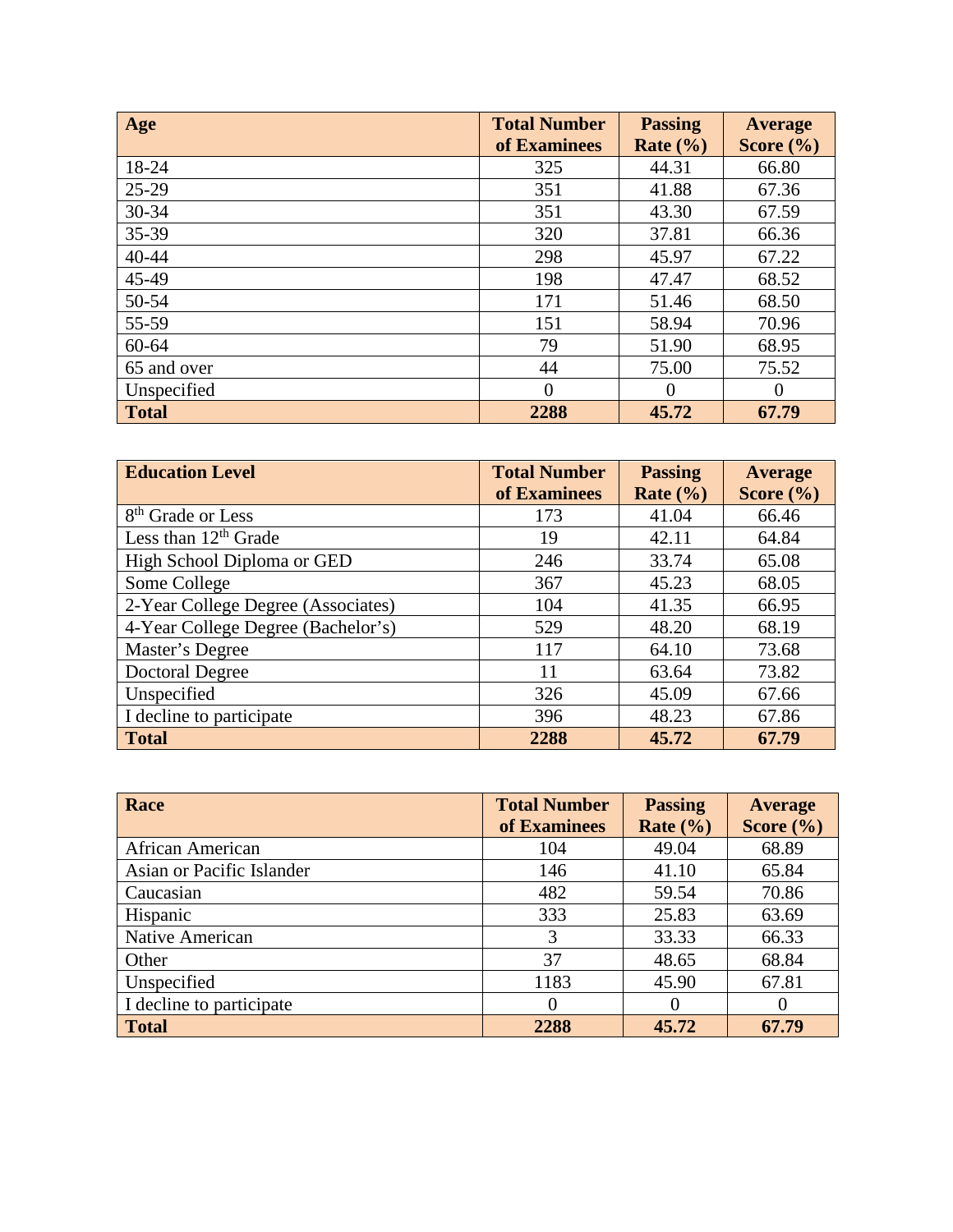| **Age** | **Total Number of Examinees** | **Passing Rate (%)** | **Average Score (%)** |
|---|---|---|---|
| 18-24 | 325 | 44.31 | 66.80 |
| 25-29 | 351 | 41.88 | 67.36 |
| 30-34 | 351 | 43.30 | 67.59 |
| 35-39 | 320 | 37.81 | 66.36 |
| 40-44 | 298 | 45.97 | 67.22 |
| 45-49 | 198 | 47.47 | 68.52 |
| 50-54 | 171 | 51.46 | 68.50 |
| 55-59 | 151 | 58.94 | 70.96 |
| 60-64 | 79 | 51.90 | 68.95 |
| 65 and over | 44 | 75.00 | 75.52 |
| Unspecified | 0 | 0 | 0 |
| **Total** | **2288** | **45.72** | **67.79** |

| **Education Level** | **Total Number of Examinees** | **Passing Rate (%)** | **Average Score (%)** |
|---|---|---|---|
| 8th Grade or Less | 173 | 41.04 | 66.46 |
| Less than 12th Grade | 19 | 42.11 | 64.84 |
| High School Diploma or GED | 246 | 33.74 | 65.08 |
| Some College | 367 | 45.23 | 68.05 |
| 2-Year College Degree (Associates) | 104 | 41.35 | 66.95 |
| 4-Year College Degree (Bachelor's) | 529 | 48.20 | 68.19 |
| Master's Degree | 117 | 64.10 | 73.68 |
| Doctoral Degree | 11 | 63.64 | 73.82 |
| Unspecified | 326 | 45.09 | 67.66 |
| I decline to participate | 396 | 48.23 | 67.86 |
| **Total** | **2288** | **45.72** | **67.79** |

| **Race** | **Total Number of Examinees** | **Passing Rate (%)** | **Average Score (%)** |
|---|---|---|---|
| African American | 104 | 49.04 | 68.89 |
| Asian or Pacific Islander | 146 | 41.10 | 65.84 |
| Caucasian | 482 | 59.54 | 70.86 |
| Hispanic | 333 | 25.83 | 63.69 |
| Native American | 3 | 33.33 | 66.33 |
| Other | 37 | 48.65 | 68.84 |
| Unspecified | 1183 | 45.90 | 67.81 |
| I decline to participate | 0 | 0 | 0 |
| **Total** | **2288** | **45.72** | **67.79** |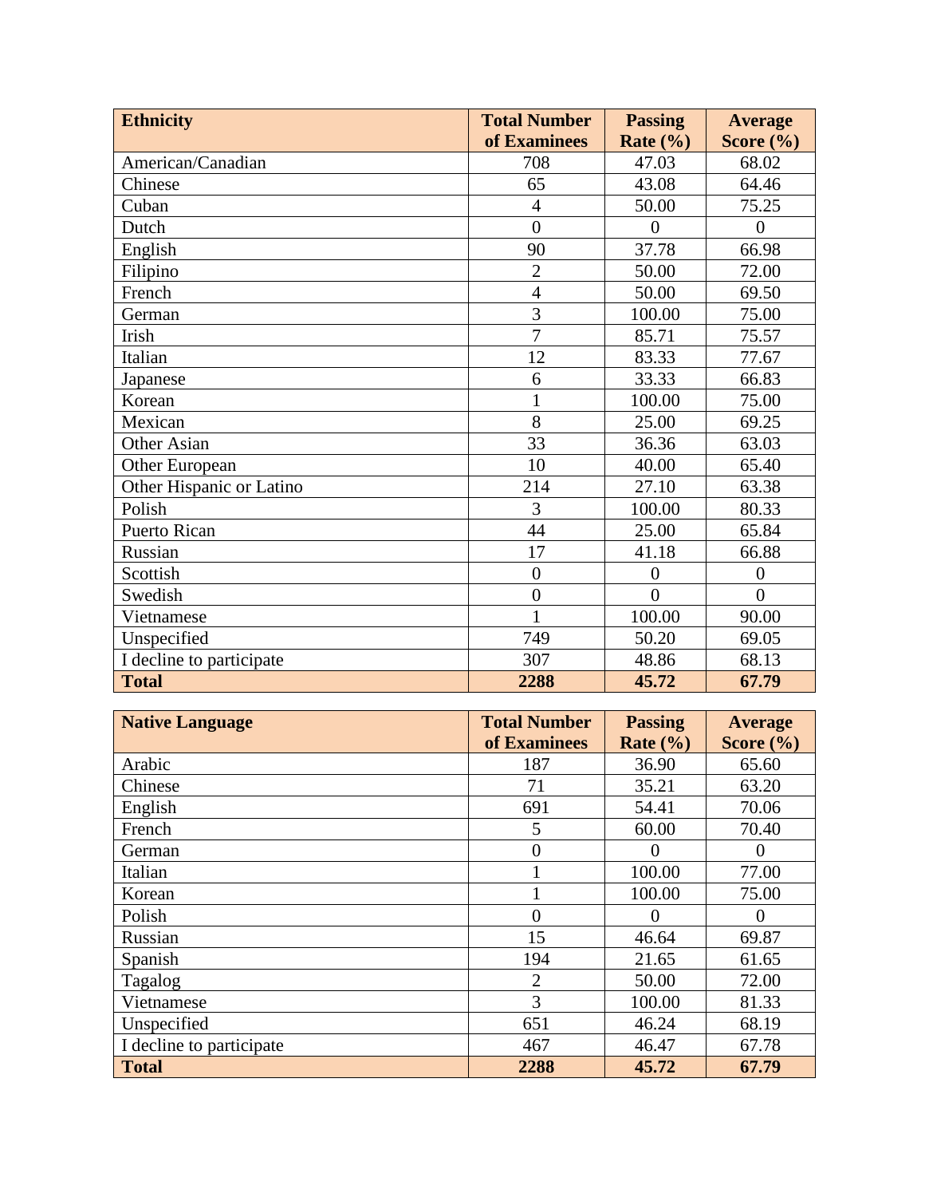| Ethnicity | Total Number of Examinees | Passing Rate (%) | Average Score (%) |
|---|---|---|---|
| American/Canadian | 708 | 47.03 | 68.02 |
| Chinese | 65 | 43.08 | 64.46 |
| Cuban | 4 | 50.00 | 75.25 |
| Dutch | 0 | 0 | 0 |
| English | 90 | 37.78 | 66.98 |
| Filipino | 2 | 50.00 | 72.00 |
| French | 4 | 50.00 | 69.50 |
| German | 3 | 100.00 | 75.00 |
| Irish | 7 | 85.71 | 75.57 |
| Italian | 12 | 83.33 | 77.67 |
| Japanese | 6 | 33.33 | 66.83 |
| Korean | 1 | 100.00 | 75.00 |
| Mexican | 8 | 25.00 | 69.25 |
| Other Asian | 33 | 36.36 | 63.03 |
| Other European | 10 | 40.00 | 65.40 |
| Other Hispanic or Latino | 214 | 27.10 | 63.38 |
| Polish | 3 | 100.00 | 80.33 |
| Puerto Rican | 44 | 25.00 | 65.84 |
| Russian | 17 | 41.18 | 66.88 |
| Scottish | 0 | 0 | 0 |
| Swedish | 0 | 0 | 0 |
| Vietnamese | 1 | 100.00 | 90.00 |
| Unspecified | 749 | 50.20 | 69.05 |
| I decline to participate | 307 | 48.86 | 68.13 |
| **Total** | **2288** | **45.72** | **67.79** |

| Native Language | Total Number of Examinees | Passing Rate (%) | Average Score (%) |
|---|---|---|---|
| Arabic | 187 | 36.90 | 65.60 |
| Chinese | 71 | 35.21 | 63.20 |
| English | 691 | 54.41 | 70.06 |
| French | 5 | 60.00 | 70.40 |
| German | 0 | 0 | 0 |
| Italian | 1 | 100.00 | 77.00 |
| Korean | 1 | 100.00 | 75.00 |
| Polish | 0 | 0 | 0 |
| Russian | 15 | 46.64 | 69.87 |
| Spanish | 194 | 21.65 | 61.65 |
| Tagalog | 2 | 50.00 | 72.00 |
| Vietnamese | 3 | 100.00 | 81.33 |
| Unspecified | 651 | 46.24 | 68.19 |
| I decline to participate | 467 | 46.47 | 67.78 |
| **Total** | **2288** | **45.72** | **67.79** |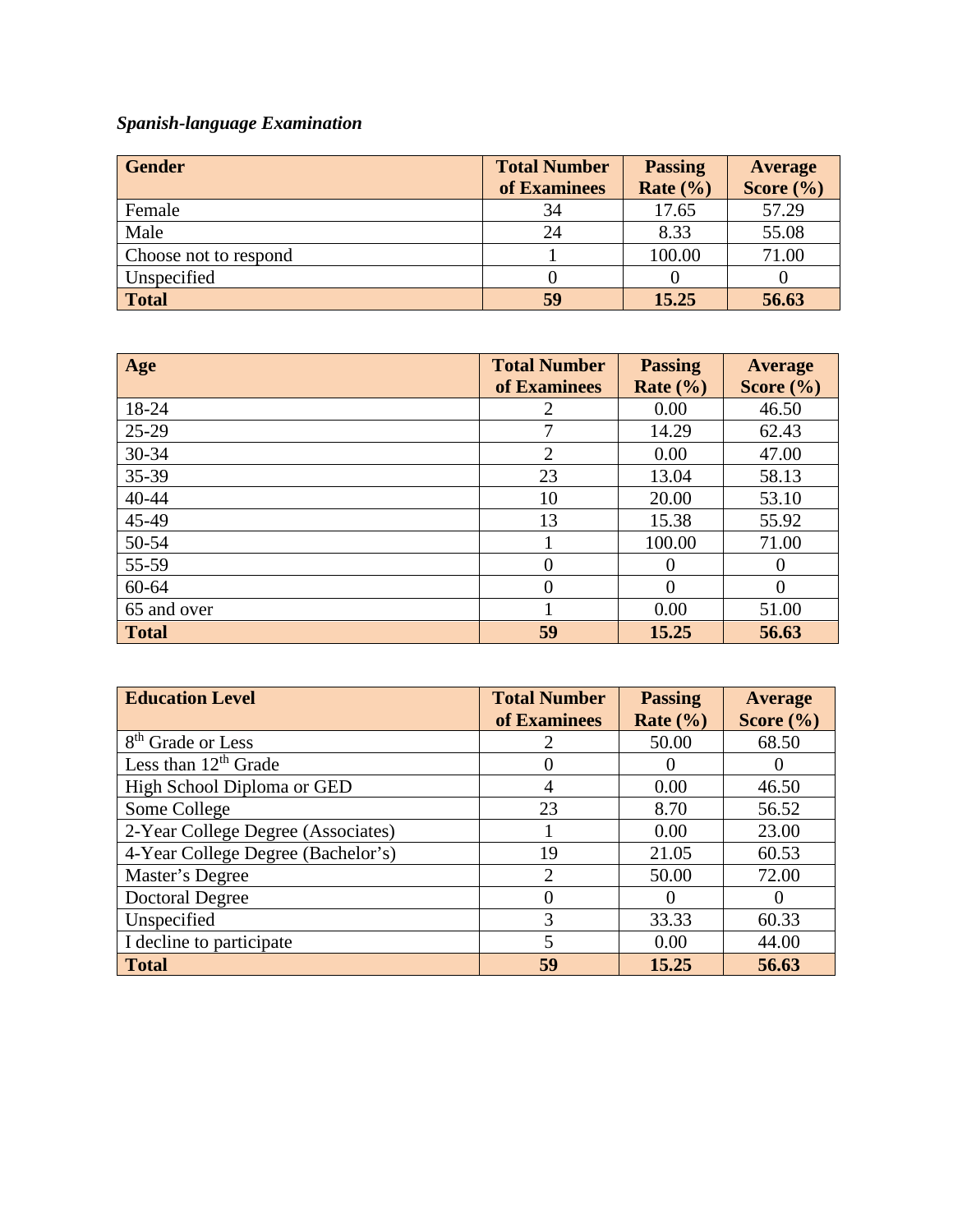*Spanish-language Examination*

| **Gender** | **Total Number of Examinees** | **Passing Rate (%)** | **Average Score (%)** |
|---|---|---|---|
| Female | 34 | 17.65 | 57.29 |
| Male | 24 | 8.33 | 55.08 |
| Choose not to respond | 1 | 100.00 | 71.00 |
| Unspecified | 0 | 0 | 0 |
| **Total** | **59** | **15.25** | **56.63** |

| **Age** | **Total Number of Examinees** | **Passing Rate (%)** | **Average Score (%)** |
|---|---|---|---|
| 18-24 | 2 | 0.00 | 46.50 |
| 25-29 | 7 | 14.29 | 62.43 |
| 30-34 | 2 | 0.00 | 47.00 |
| 35-39 | 23 | 13.04 | 58.13 |
| 40-44 | 10 | 20.00 | 53.10 |
| 45-49 | 13 | 15.38 | 55.92 |
| 50-54 | 1 | 100.00 | 71.00 |
| 55-59 | 0 | 0 | 0 |
| 60-64 | 0 | 0 | 0 |
| 65 and over | 1 | 0.00 | 51.00 |
| **Total** | **59** | **15.25** | **56.63** |

| **Education Level** | **Total Number of Examinees** | **Passing Rate (%)** | **Average Score (%)** |
|---|---|---|---|
| 8th Grade or Less | 2 | 50.00 | 68.50 |
| Less than 12th Grade | 0 | 0 | 0 |
| High School Diploma or GED | 4 | 0.00 | 46.50 |
| Some College | 23 | 8.70 | 56.52 |
| 2-Year College Degree (Associates) | 1 | 0.00 | 23.00 |
| 4-Year College Degree (Bachelor's) | 19 | 21.05 | 60.53 |
| Master's Degree | 2 | 50.00 | 72.00 |
| Doctoral Degree | 0 | 0 | 0 |
| Unspecified | 3 | 33.33 | 60.33 |
| I decline to participate | 5 | 0.00 | 44.00 |
| **Total** | **59** | **15.25** | **56.63** |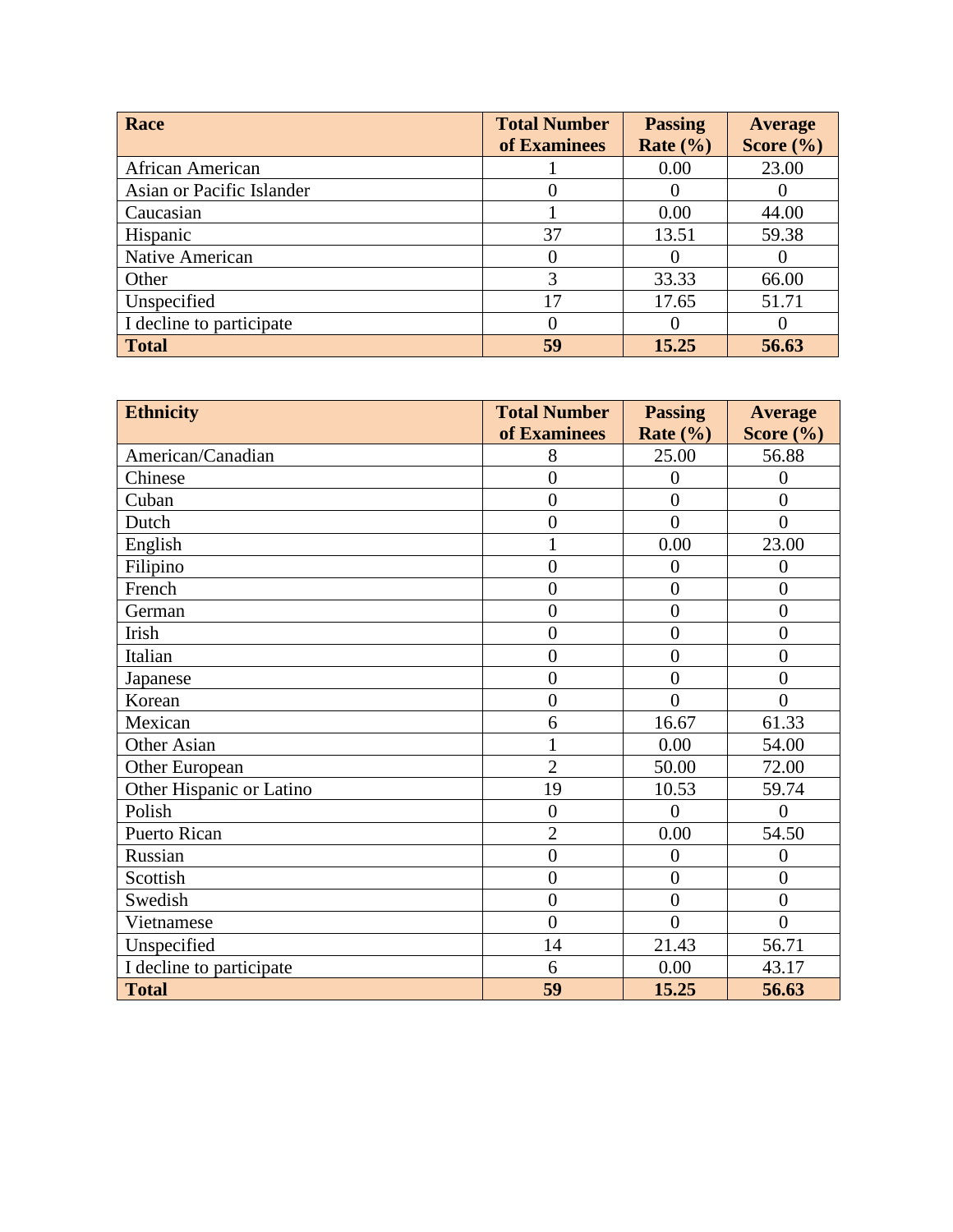| **Race** | **Total Number of Examinees** | **Passing Rate (%)** | **Average Score (%)** |
| --- | --- | --- | --- |
| African American | 1 | 0.00 | 23.00 |
| Asian or Pacific Islander | 0 | 0 | 0 |
| Caucasian | 1 | 0.00 | 44.00 |
| Hispanic | 37 | 13.51 | 59.38 |
| Native American | 0 | 0 | 0 |
| Other | 3 | 33.33 | 66.00 |
| Unspecified | 17 | 17.65 | 51.71 |
| I decline to participate | 0 | 0 | 0 |
| **Total** | **59** | **15.25** | **56.63** |

| **Ethnicity** | **Total Number of Examinees** | **Passing Rate (%)** | **Average Score (%)** |
| --- | --- | --- | --- |
| American/Canadian | 8 | 25.00 | 56.88 |
| Chinese | 0 | 0 | 0 |
| Cuban | 0 | 0 | 0 |
| Dutch | 0 | 0 | 0 |
| English | 1 | 0.00 | 23.00 |
| Filipino | 0 | 0 | 0 |
| French | 0 | 0 | 0 |
| German | 0 | 0 | 0 |
| Irish | 0 | 0 | 0 |
| Italian | 0 | 0 | 0 |
| Japanese | 0 | 0 | 0 |
| Korean | 0 | 0 | 0 |
| Mexican | 6 | 16.67 | 61.33 |
| Other Asian | 1 | 0.00 | 54.00 |
| Other European | 2 | 50.00 | 72.00 |
| Other Hispanic or Latino | 19 | 10.53 | 59.74 |
| Polish | 0 | 0 | 0 |
| Puerto Rican | 2 | 0.00 | 54.50 |
| Russian | 0 | 0 | 0 |
| Scottish | 0 | 0 | 0 |
| Swedish | 0 | 0 | 0 |
| Vietnamese | 0 | 0 | 0 |
| Unspecified | 14 | 21.43 | 56.71 |
| I decline to participate | 6 | 0.00 | 43.17 |
| **Total** | **59** | **15.25** | **56.63** |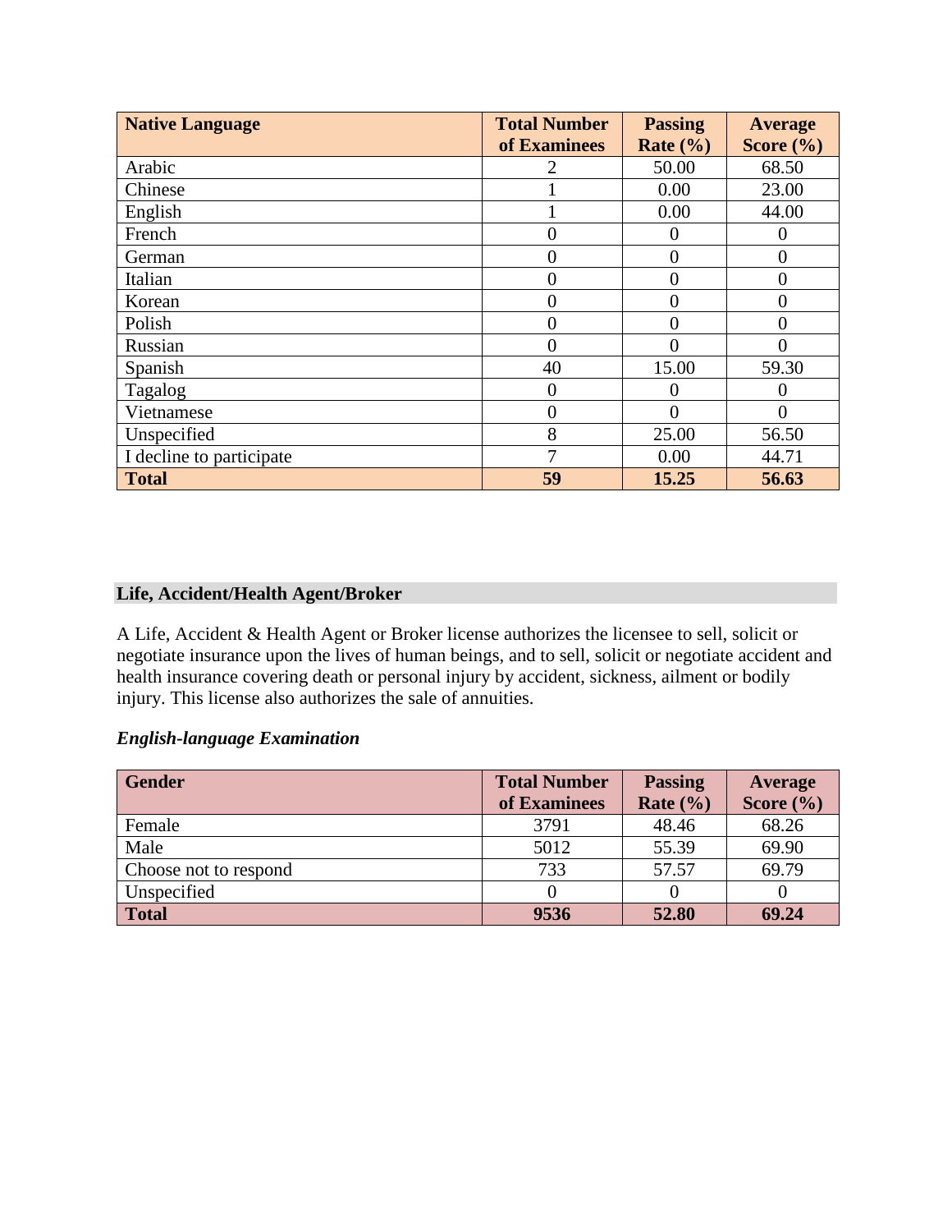| Native Language | Total Number of Examinees | Passing Rate (%) | Average Score (%) |
| --- | --- | --- | --- |
| Arabic | 2 | 50.00 | 68.50 |
| Chinese | 1 | 0.00 | 23.00 |
| English | 1 | 0.00 | 44.00 |
| French | 0 | 0 | 0 |
| German | 0 | 0 | 0 |
| Italian | 0 | 0 | 0 |
| Korean | 0 | 0 | 0 |
| Polish | 0 | 0 | 0 |
| Russian | 0 | 0 | 0 |
| Spanish | 40 | 15.00 | 59.30 |
| Tagalog | 0 | 0 | 0 |
| Vietnamese | 0 | 0 | 0 |
| Unspecified | 8 | 25.00 | 56.50 |
| I decline to participate | 7 | 0.00 | 44.71 |
| **Total** | **59** | **15.25** | **56.63** |

## Life, Accident/Health Agent/Broker

A Life, Accident & Health Agent or Broker license authorizes the licensee to sell, solicit or negotiate insurance upon the lives of human beings, and to sell, solicit or negotiate accident and health insurance covering death or personal injury by accident, sickness, ailment or bodily injury. This license also authorizes the sale of annuities.

***English-language Examination***

| Gender | Total Number of Examinees | Passing Rate (%) | Average Score (%) |
| --- | --- | --- | --- |
| Female | 3791 | 48.46 | 68.26 |
| Male | 5012 | 55.39 | 69.90 |
| Choose not to respond | 733 | 57.57 | 69.79 |
| Unspecified | 0 | 0 | 0 |
| **Total** | **9536** | **52.80** | **69.24** |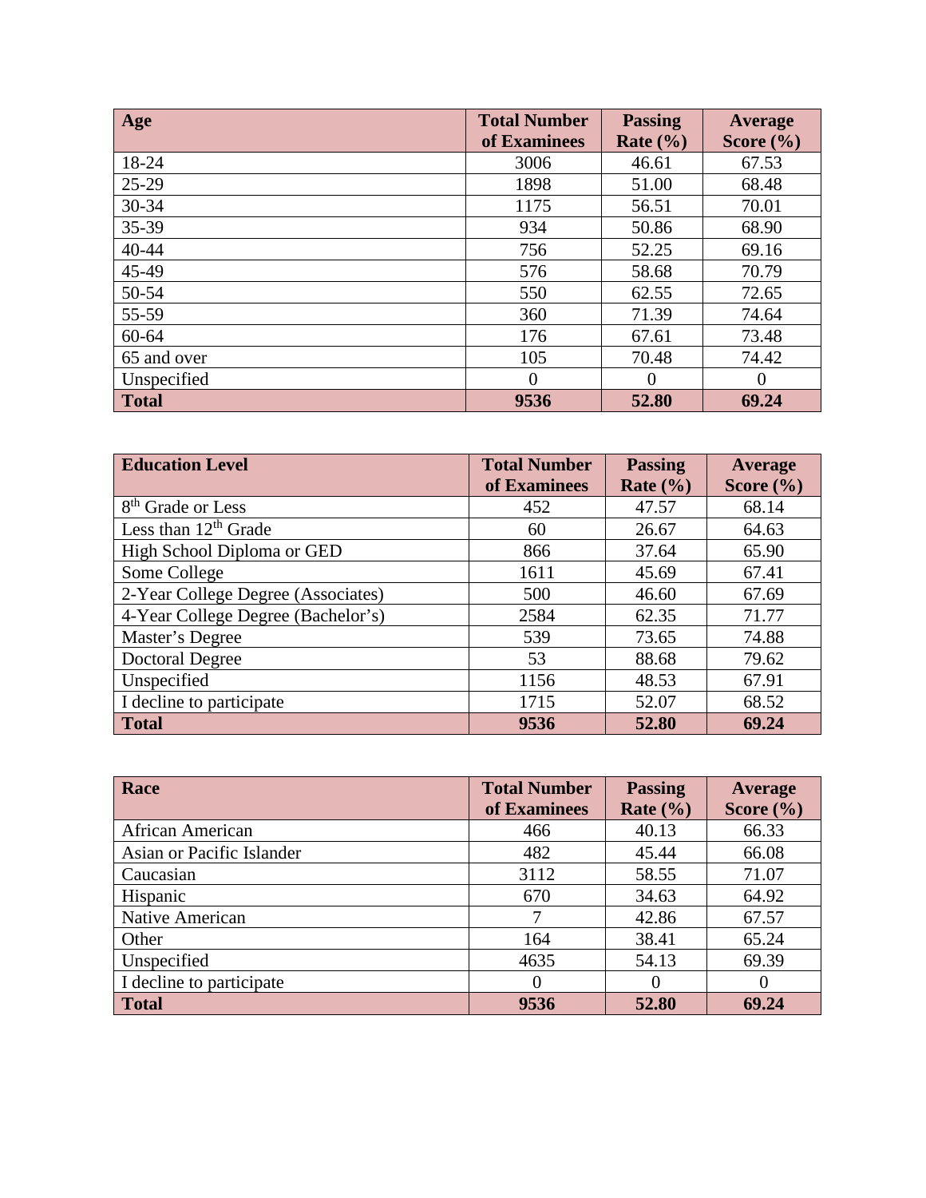| Age | Total Number of Examinees | Passing Rate (%) | Average Score (%) |
|---|---|---|---|
| 18-24 | 3006 | 46.61 | 67.53 |
| 25-29 | 1898 | 51.00 | 68.48 |
| 30-34 | 1175 | 56.51 | 70.01 |
| 35-39 | 934 | 50.86 | 68.90 |
| 40-44 | 756 | 52.25 | 69.16 |
| 45-49 | 576 | 58.68 | 70.79 |
| 50-54 | 550 | 62.55 | 72.65 |
| 55-59 | 360 | 71.39 | 74.64 |
| 60-64 | 176 | 67.61 | 73.48 |
| 65 and over | 105 | 70.48 | 74.42 |
| Unspecified | 0 | 0 | 0 |
| **Total** | **9536** | **52.80** | **69.24** |

| Education Level | Total Number of Examinees | Passing Rate (%) | Average Score (%) |
|---|---|---|---|
| 8th Grade or Less | 452 | 47.57 | 68.14 |
| Less than 12th Grade | 60 | 26.67 | 64.63 |
| High School Diploma or GED | 866 | 37.64 | 65.90 |
| Some College | 1611 | 45.69 | 67.41 |
| 2-Year College Degree (Associates) | 500 | 46.60 | 67.69 |
| 4-Year College Degree (Bachelor's) | 2584 | 62.35 | 71.77 |
| Master's Degree | 539 | 73.65 | 74.88 |
| Doctoral Degree | 53 | 88.68 | 79.62 |
| Unspecified | 1156 | 48.53 | 67.91 |
| I decline to participate | 1715 | 52.07 | 68.52 |
| **Total** | **9536** | **52.80** | **69.24** |

| Race | Total Number of Examinees | Passing Rate (%) | Average Score (%) |
|---|---|---|---|
| African American | 466 | 40.13 | 66.33 |
| Asian or Pacific Islander | 482 | 45.44 | 66.08 |
| Caucasian | 3112 | 58.55 | 71.07 |
| Hispanic | 670 | 34.63 | 64.92 |
| Native American | 7 | 42.86 | 67.57 |
| Other | 164 | 38.41 | 65.24 |
| Unspecified | 4635 | 54.13 | 69.39 |
| I decline to participate | 0 | 0 | 0 |
| **Total** | **9536** | **52.80** | **69.24** |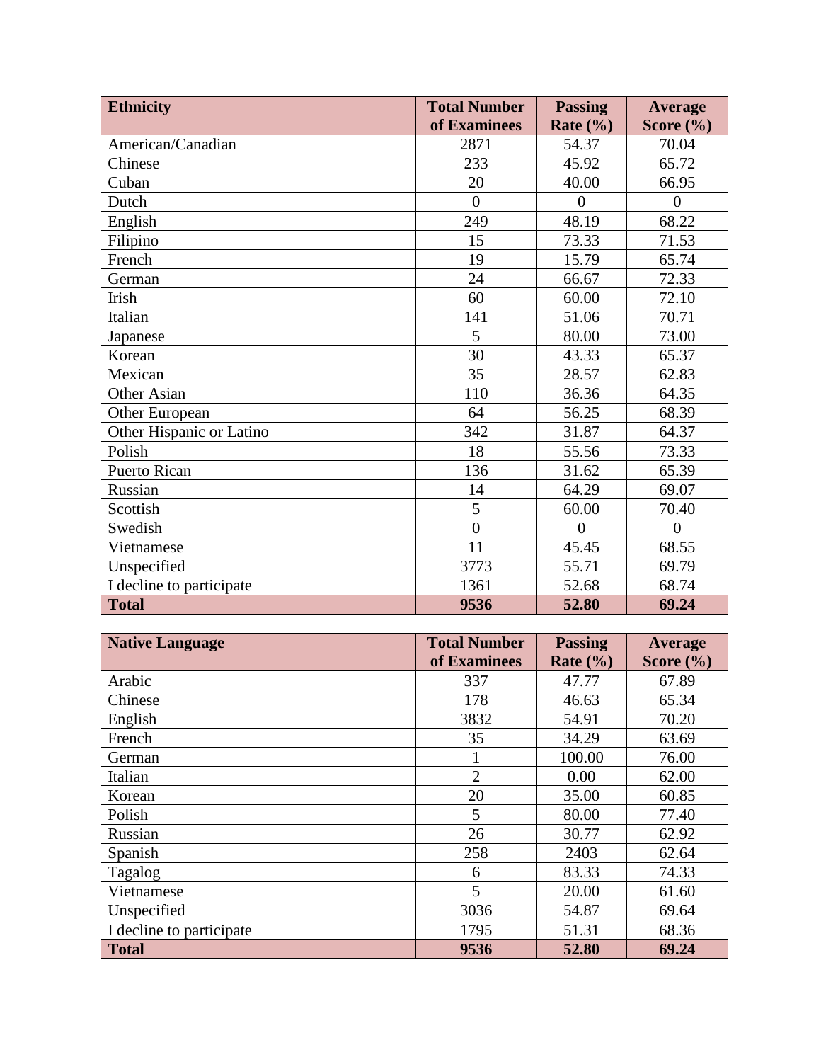| Ethnicity | Total Number of Examinees | Passing Rate (%) | Average Score (%) |
| --- | --- | --- | --- |
| American/Canadian | 2871 | 54.37 | 70.04 |
| Chinese | 233 | 45.92 | 65.72 |
| Cuban | 20 | 40.00 | 66.95 |
| Dutch | 0 | 0 | 0 |
| English | 249 | 48.19 | 68.22 |
| Filipino | 15 | 73.33 | 71.53 |
| French | 19 | 15.79 | 65.74 |
| German | 24 | 66.67 | 72.33 |
| Irish | 60 | 60.00 | 72.10 |
| Italian | 141 | 51.06 | 70.71 |
| Japanese | 5 | 80.00 | 73.00 |
| Korean | 30 | 43.33 | 65.37 |
| Mexican | 35 | 28.57 | 62.83 |
| Other Asian | 110 | 36.36 | 64.35 |
| Other European | 64 | 56.25 | 68.39 |
| Other Hispanic or Latino | 342 | 31.87 | 64.37 |
| Polish | 18 | 55.56 | 73.33 |
| Puerto Rican | 136 | 31.62 | 65.39 |
| Russian | 14 | 64.29 | 69.07 |
| Scottish | 5 | 60.00 | 70.40 |
| Swedish | 0 | 0 | 0 |
| Vietnamese | 11 | 45.45 | 68.55 |
| Unspecified | 3773 | 55.71 | 69.79 |
| I decline to participate | 1361 | 52.68 | 68.74 |
| **Total** | **9536** | **52.80** | **69.24** |

| Native Language | Total Number of Examinees | Passing Rate (%) | Average Score (%) |
| --- | --- | --- | --- |
| Arabic | 337 | 47.77 | 67.89 |
| Chinese | 178 | 46.63 | 65.34 |
| English | 3832 | 54.91 | 70.20 |
| French | 35 | 34.29 | 63.69 |
| German | 1 | 100.00 | 76.00 |
| Italian | 2 | 0.00 | 62.00 |
| Korean | 20 | 35.00 | 60.85 |
| Polish | 5 | 80.00 | 77.40 |
| Russian | 26 | 30.77 | 62.92 |
| Spanish | 258 | 2403 | 62.64 |
| Tagalog | 6 | 83.33 | 74.33 |
| Vietnamese | 5 | 20.00 | 61.60 |
| Unspecified | 3036 | 54.87 | 69.64 |
| I decline to participate | 1795 | 51.31 | 68.36 |
| **Total** | **9536** | **52.80** | **69.24** |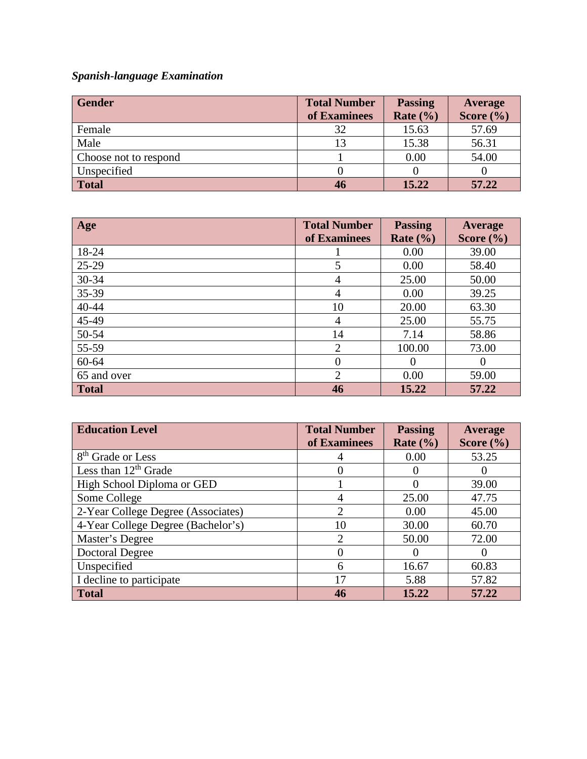***Spanish-language Examination***

| Gender | Total Number of Examinees | Passing Rate (%) | Average Score (%) |
|---|---|---|---|
| Female | 32 | 15.63 | 57.69 |
| Male | 13 | 15.38 | 56.31 |
| Choose not to respond | 1 | 0.00 | 54.00 |
| Unspecified | 0 | 0 | 0 |
| **Total** | **46** | **15.22** | **57.22** |

| Age | Total Number of Examinees | Passing Rate (%) | Average Score (%) |
|---|---|---|---|
| 18-24 | 1 | 0.00 | 39.00 |
| 25-29 | 5 | 0.00 | 58.40 |
| 30-34 | 4 | 25.00 | 50.00 |
| 35-39 | 4 | 0.00 | 39.25 |
| 40-44 | 10 | 20.00 | 63.30 |
| 45-49 | 4 | 25.00 | 55.75 |
| 50-54 | 14 | 7.14 | 58.86 |
| 55-59 | 2 | 100.00 | 73.00 |
| 60-64 | 0 | 0 | 0 |
| 65 and over | 2 | 0.00 | 59.00 |
| **Total** | **46** | **15.22** | **57.22** |

| Education Level | Total Number of Examinees | Passing Rate (%) | Average Score (%) |
|---|---|---|---|
| 8th Grade or Less | 4 | 0.00 | 53.25 |
| Less than 12th Grade | 0 | 0 | 0 |
| High School Diploma or GED | 1 | 0 | 39.00 |
| Some College | 4 | 25.00 | 47.75 |
| 2-Year College Degree (Associates) | 2 | 0.00 | 45.00 |
| 4-Year College Degree (Bachelor's) | 10 | 30.00 | 60.70 |
| Master's Degree | 2 | 50.00 | 72.00 |
| Doctoral Degree | 0 | 0 | 0 |
| Unspecified | 6 | 16.67 | 60.83 |
| I decline to participate | 17 | 5.88 | 57.82 |
| **Total** | **46** | **15.22** | **57.22** |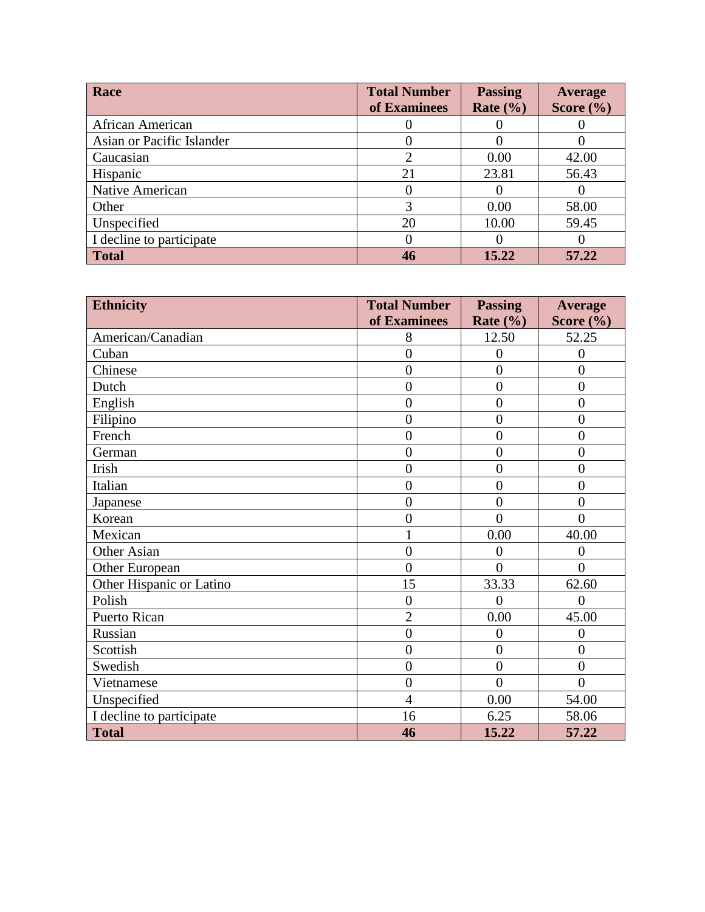| Race | Total Number of Examinees | Passing Rate (%) | Average Score (%) |
|---|---|---|---|
| African American | 0 | 0 | 0 |
| Asian or Pacific Islander | 0 | 0 | 0 |
| Caucasian | 2 | 0.00 | 42.00 |
| Hispanic | 21 | 23.81 | 56.43 |
| Native American | 0 | 0 | 0 |
| Other | 3 | 0.00 | 58.00 |
| Unspecified | 20 | 10.00 | 59.45 |
| I decline to participate | 0 | 0 | 0 |
| **Total** | **46** | **15.22** | **57.22** |

| Ethnicity | Total Number of Examinees | Passing Rate (%) | Average Score (%) |
|---|---|---|---|
| American/Canadian | 8 | 12.50 | 52.25 |
| Cuban | 0 | 0 | 0 |
| Chinese | 0 | 0 | 0 |
| Dutch | 0 | 0 | 0 |
| English | 0 | 0 | 0 |
| Filipino | 0 | 0 | 0 |
| French | 0 | 0 | 0 |
| German | 0 | 0 | 0 |
| Irish | 0 | 0 | 0 |
| Italian | 0 | 0 | 0 |
| Japanese | 0 | 0 | 0 |
| Korean | 0 | 0 | 0 |
| Mexican | 1 | 0.00 | 40.00 |
| Other Asian | 0 | 0 | 0 |
| Other European | 0 | 0 | 0 |
| Other Hispanic or Latino | 15 | 33.33 | 62.60 |
| Polish | 0 | 0 | 0 |
| Puerto Rican | 2 | 0.00 | 45.00 |
| Russian | 0 | 0 | 0 |
| Scottish | 0 | 0 | 0 |
| Swedish | 0 | 0 | 0 |
| Vietnamese | 0 | 0 | 0 |
| Unspecified | 4 | 0.00 | 54.00 |
| I decline to participate | 16 | 6.25 | 58.06 |
| **Total** | **46** | **15.22** | **57.22** |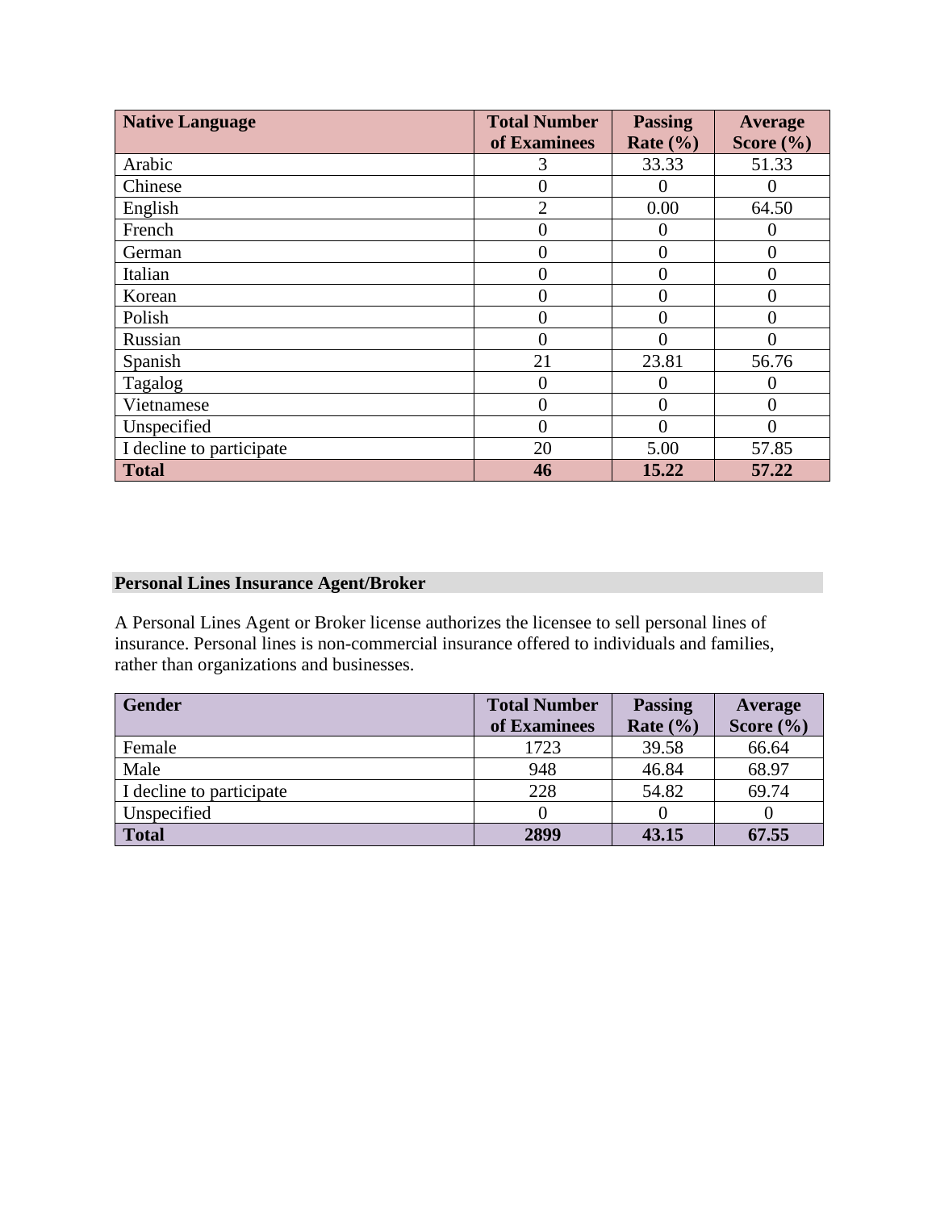| Native Language | Total Number of Examinees | Passing Rate (%) | Average Score (%) |
|---|---|---|---|
| Arabic | 3 | 33.33 | 51.33 |
| Chinese | 0 | 0 | 0 |
| English | 2 | 0.00 | 64.50 |
| French | 0 | 0 | 0 |
| German | 0 | 0 | 0 |
| Italian | 0 | 0 | 0 |
| Korean | 0 | 0 | 0 |
| Polish | 0 | 0 | 0 |
| Russian | 0 | 0 | 0 |
| Spanish | 21 | 23.81 | 56.76 |
| Tagalog | 0 | 0 | 0 |
| Vietnamese | 0 | 0 | 0 |
| Unspecified | 0 | 0 | 0 |
| I decline to participate | 20 | 5.00 | 57.85 |
| **Total** | **46** | **15.22** | **57.22** |

## Personal Lines Insurance Agent/Broker

A Personal Lines Agent or Broker license authorizes the licensee to sell personal lines of insurance. Personal lines is non-commercial insurance offered to individuals and families, rather than organizations and businesses.

| Gender | Total Number of Examinees | Passing Rate (%) | Average Score (%) |
|---|---|---|---|
| Female | 1723 | 39.58 | 66.64 |
| Male | 948 | 46.84 | 68.97 |
| I decline to participate | 228 | 54.82 | 69.74 |
| Unspecified | 0 | 0 | 0 |
| **Total** | **2899** | **43.15** | **67.55** |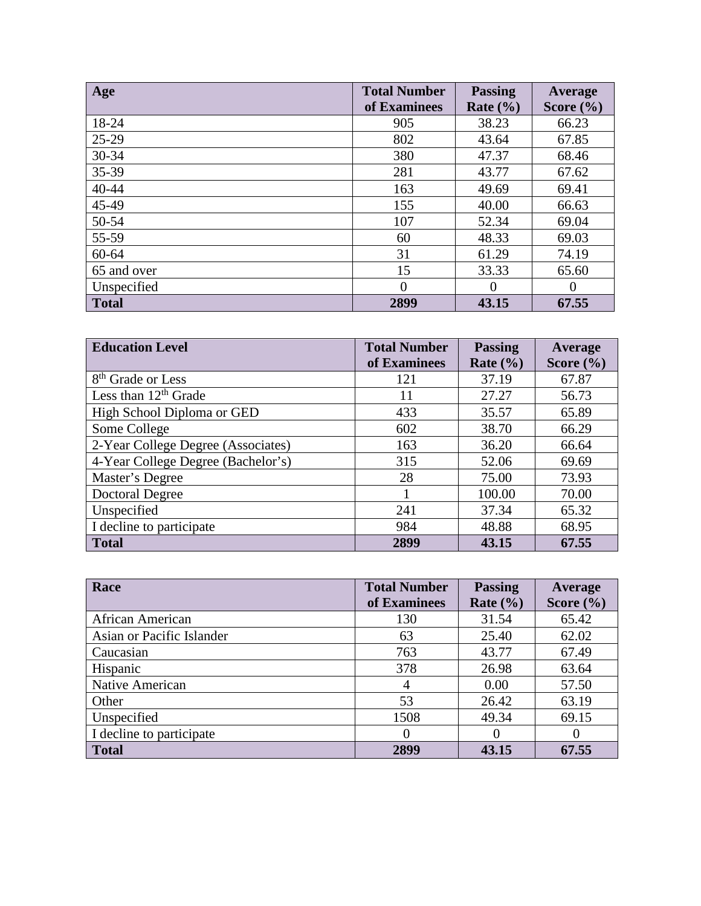| Age | Total Number of Examinees | Passing Rate (%) | Average Score (%) |
|---|---|---|---|
| 18-24 | 905 | 38.23 | 66.23 |
| 25-29 | 802 | 43.64 | 67.85 |
| 30-34 | 380 | 47.37 | 68.46 |
| 35-39 | 281 | 43.77 | 67.62 |
| 40-44 | 163 | 49.69 | 69.41 |
| 45-49 | 155 | 40.00 | 66.63 |
| 50-54 | 107 | 52.34 | 69.04 |
| 55-59 | 60 | 48.33 | 69.03 |
| 60-64 | 31 | 61.29 | 74.19 |
| 65 and over | 15 | 33.33 | 65.60 |
| Unspecified | 0 | 0 | 0 |
| **Total** | **2899** | **43.15** | **67.55** |

| Education Level | Total Number of Examinees | Passing Rate (%) | Average Score (%) |
|---|---|---|---|
| 8th Grade or Less | 121 | 37.19 | 67.87 |
| Less than 12th Grade | 11 | 27.27 | 56.73 |
| High School Diploma or GED | 433 | 35.57 | 65.89 |
| Some College | 602 | 38.70 | 66.29 |
| 2-Year College Degree (Associates) | 163 | 36.20 | 66.64 |
| 4-Year College Degree (Bachelor's) | 315 | 52.06 | 69.69 |
| Master's Degree | 28 | 75.00 | 73.93 |
| Doctoral Degree | 1 | 100.00 | 70.00 |
| Unspecified | 241 | 37.34 | 65.32 |
| I decline to participate | 984 | 48.88 | 68.95 |
| **Total** | **2899** | **43.15** | **67.55** |

| Race | Total Number of Examinees | Passing Rate (%) | Average Score (%) |
|---|---|---|---|
| African American | 130 | 31.54 | 65.42 |
| Asian or Pacific Islander | 63 | 25.40 | 62.02 |
| Caucasian | 763 | 43.77 | 67.49 |
| Hispanic | 378 | 26.98 | 63.64 |
| Native American | 4 | 0.00 | 57.50 |
| Other | 53 | 26.42 | 63.19 |
| Unspecified | 1508 | 49.34 | 69.15 |
| I decline to participate | 0 | 0 | 0 |
| **Total** | **2899** | **43.15** | **67.55** |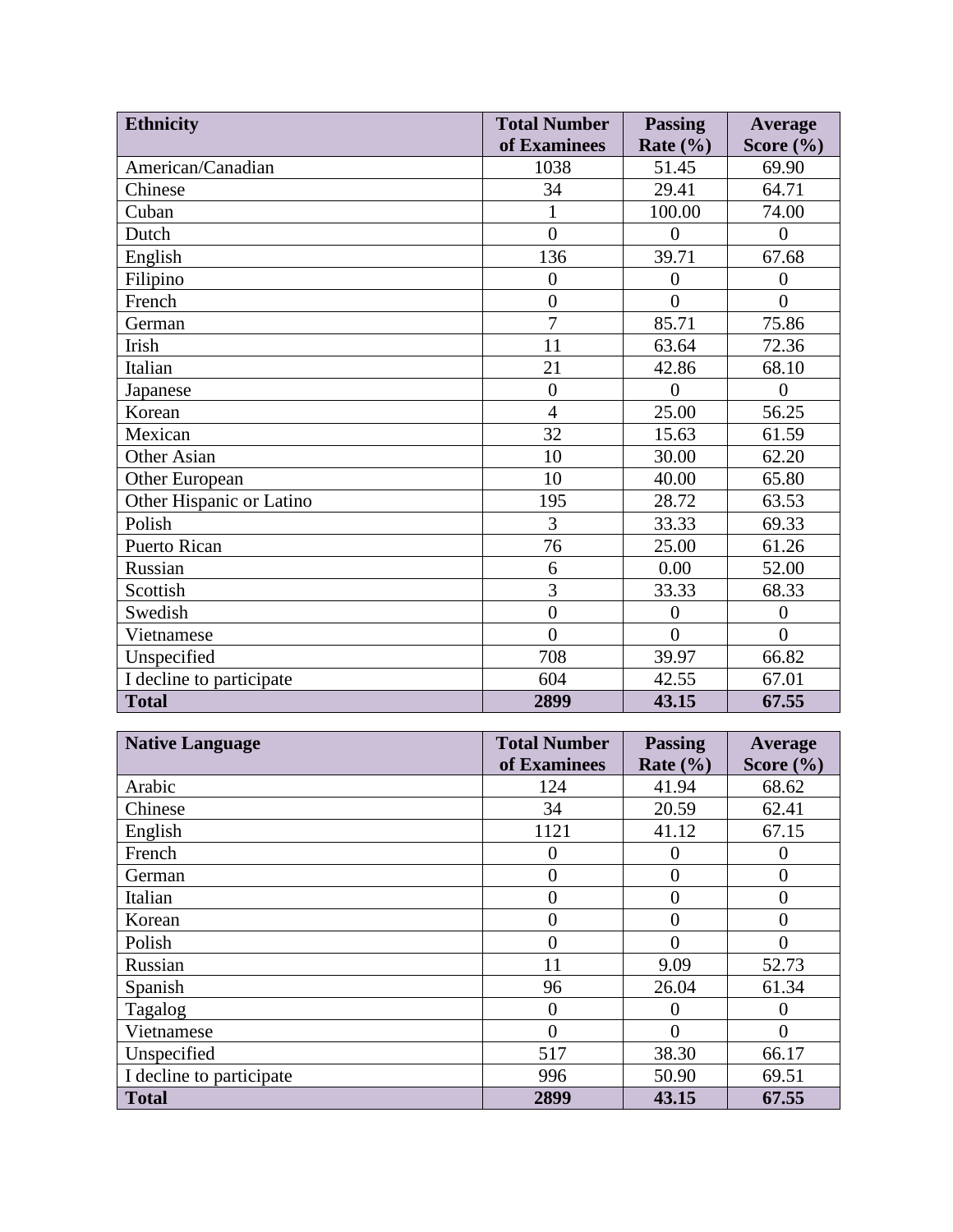| Ethnicity | Total Number of Examinees | Passing Rate (%) | Average Score (%) |
|---|---|---|---|
| American/Canadian | 1038 | 51.45 | 69.90 |
| Chinese | 34 | 29.41 | 64.71 |
| Cuban | 1 | 100.00 | 74.00 |
| Dutch | 0 | 0 | 0 |
| English | 136 | 39.71 | 67.68 |
| Filipino | 0 | 0 | 0 |
| French | 0 | 0 | 0 |
| German | 7 | 85.71 | 75.86 |
| Irish | 11 | 63.64 | 72.36 |
| Italian | 21 | 42.86 | 68.10 |
| Japanese | 0 | 0 | 0 |
| Korean | 4 | 25.00 | 56.25 |
| Mexican | 32 | 15.63 | 61.59 |
| Other Asian | 10 | 30.00 | 62.20 |
| Other European | 10 | 40.00 | 65.80 |
| Other Hispanic or Latino | 195 | 28.72 | 63.53 |
| Polish | 3 | 33.33 | 69.33 |
| Puerto Rican | 76 | 25.00 | 61.26 |
| Russian | 6 | 0.00 | 52.00 |
| Scottish | 3 | 33.33 | 68.33 |
| Swedish | 0 | 0 | 0 |
| Vietnamese | 0 | 0 | 0 |
| Unspecified | 708 | 39.97 | 66.82 |
| I decline to participate | 604 | 42.55 | 67.01 |
| **Total** | **2899** | **43.15** | **67.55** |

| Native Language | Total Number of Examinees | Passing Rate (%) | Average Score (%) |
|---|---|---|---|
| Arabic | 124 | 41.94 | 68.62 |
| Chinese | 34 | 20.59 | 62.41 |
| English | 1121 | 41.12 | 67.15 |
| French | 0 | 0 | 0 |
| German | 0 | 0 | 0 |
| Italian | 0 | 0 | 0 |
| Korean | 0 | 0 | 0 |
| Polish | 0 | 0 | 0 |
| Russian | 11 | 9.09 | 52.73 |
| Spanish | 96 | 26.04 | 61.34 |
| Tagalog | 0 | 0 | 0 |
| Vietnamese | 0 | 0 | 0 |
| Unspecified | 517 | 38.30 | 66.17 |
| I decline to participate | 996 | 50.90 | 69.51 |
| **Total** | **2899** | **43.15** | **67.55** |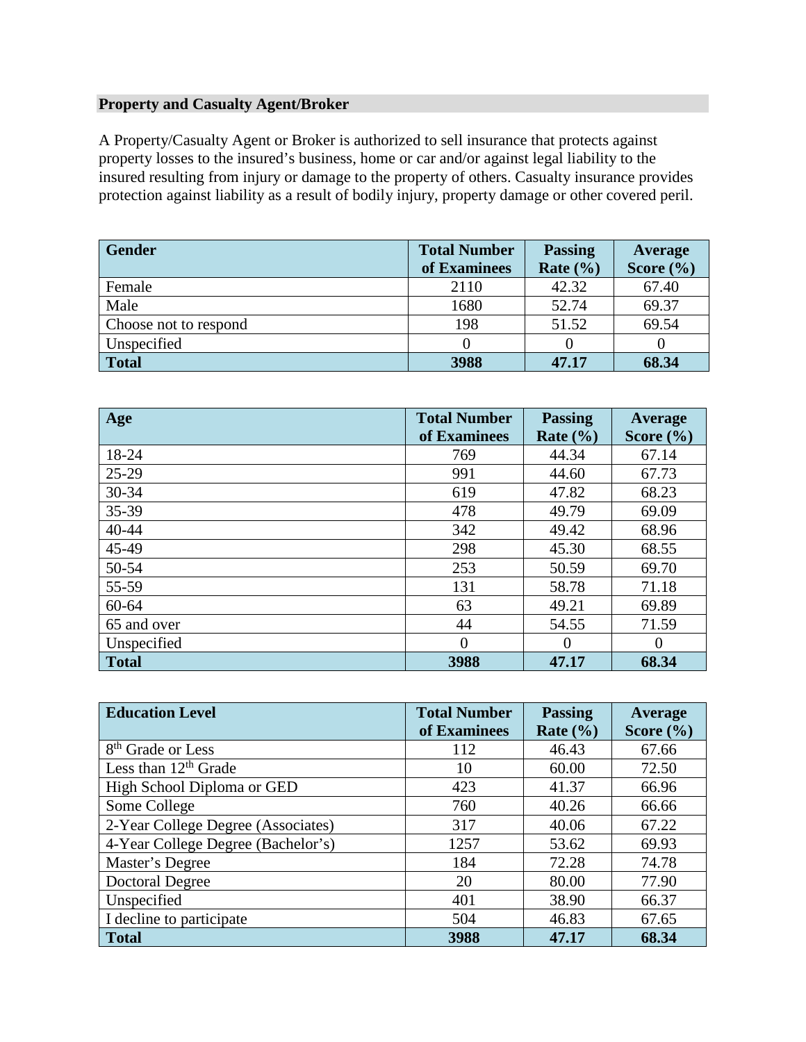## Property and Casualty Agent/Broker

A Property/Casualty Agent or Broker is authorized to sell insurance that protects against property losses to the insured's business, home or car and/or against legal liability to the insured resulting from injury or damage to the property of others. Casualty insurance provides protection against liability as a result of bodily injury, property damage or other covered peril.

| Gender | Total Number of Examinees | Passing Rate (%) | Average Score (%) |
|---|---|---|---|
| Female | 2110 | 42.32 | 67.40 |
| Male | 1680 | 52.74 | 69.37 |
| Choose not to respond | 198 | 51.52 | 69.54 |
| Unspecified | 0 | 0 | 0 |
| **Total** | **3988** | **47.17** | **68.34** |

| Age | Total Number of Examinees | Passing Rate (%) | Average Score (%) |
|---|---|---|---|
| 18-24 | 769 | 44.34 | 67.14 |
| 25-29 | 991 | 44.60 | 67.73 |
| 30-34 | 619 | 47.82 | 68.23 |
| 35-39 | 478 | 49.79 | 69.09 |
| 40-44 | 342 | 49.42 | 68.96 |
| 45-49 | 298 | 45.30 | 68.55 |
| 50-54 | 253 | 50.59 | 69.70 |
| 55-59 | 131 | 58.78 | 71.18 |
| 60-64 | 63 | 49.21 | 69.89 |
| 65 and over | 44 | 54.55 | 71.59 |
| Unspecified | 0 | 0 | 0 |
| **Total** | **3988** | **47.17** | **68.34** |

| Education Level | Total Number of Examinees | Passing Rate (%) | Average Score (%) |
|---|---|---|---|
| 8th Grade or Less | 112 | 46.43 | 67.66 |
| Less than 12th Grade | 10 | 60.00 | 72.50 |
| High School Diploma or GED | 423 | 41.37 | 66.96 |
| Some College | 760 | 40.26 | 66.66 |
| 2-Year College Degree (Associates) | 317 | 40.06 | 67.22 |
| 4-Year College Degree (Bachelor's) | 1257 | 53.62 | 69.93 |
| Master's Degree | 184 | 72.28 | 74.78 |
| Doctoral Degree | 20 | 80.00 | 77.90 |
| Unspecified | 401 | 38.90 | 66.37 |
| I decline to participate | 504 | 46.83 | 67.65 |
| **Total** | **3988** | **47.17** | **68.34** |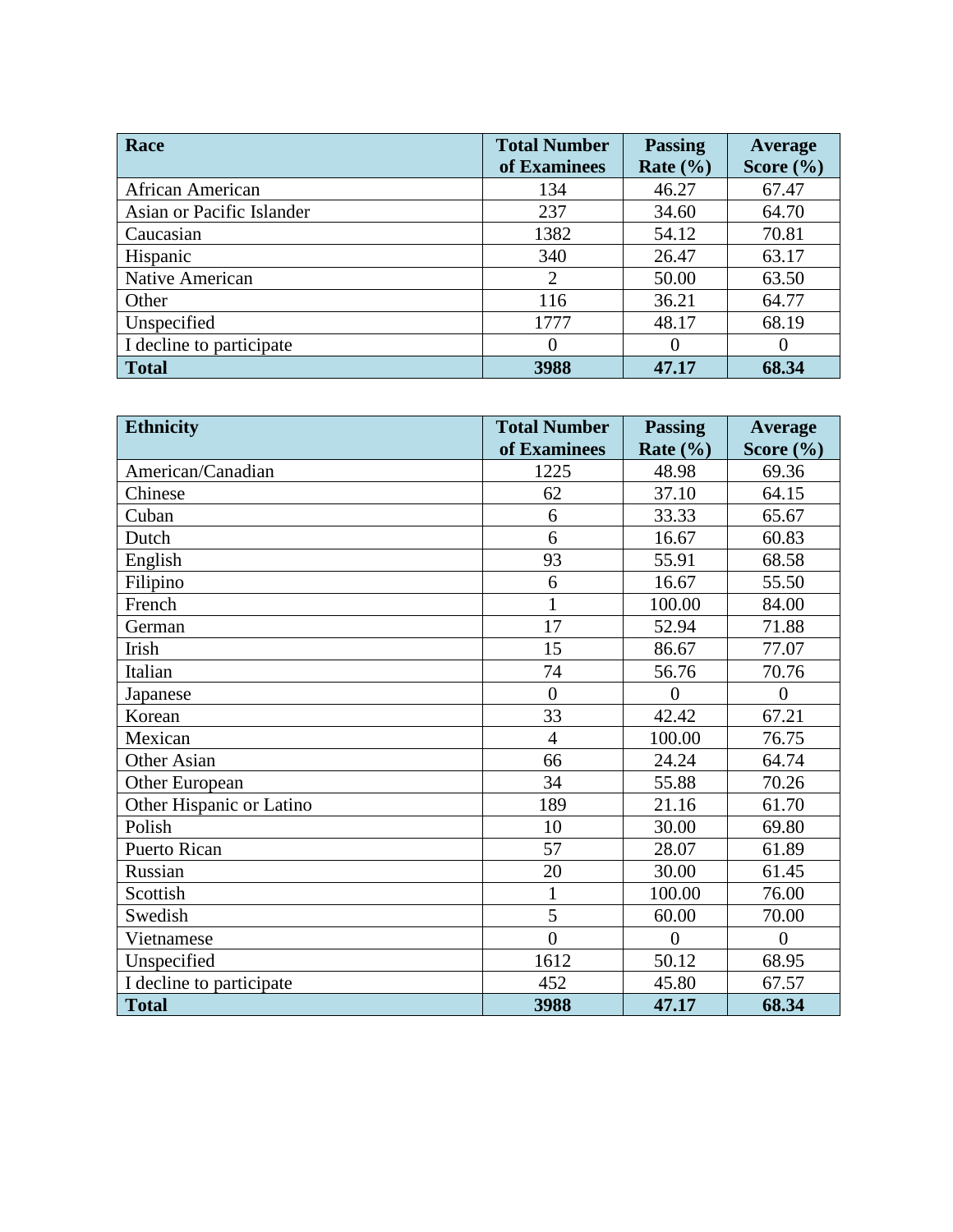| **Race** | **Total Number of Examinees** | **Passing Rate (%)** | **Average Score (%)** |
|---|---|---|---|
| African American | 134 | 46.27 | 67.47 |
| Asian or Pacific Islander | 237 | 34.60 | 64.70 |
| Caucasian | 1382 | 54.12 | 70.81 |
| Hispanic | 340 | 26.47 | 63.17 |
| Native American | 2 | 50.00 | 63.50 |
| Other | 116 | 36.21 | 64.77 |
| Unspecified | 1777 | 48.17 | 68.19 |
| I decline to participate | 0 | 0 | 0 |
| **Total** | **3988** | **47.17** | **68.34** |

| **Ethnicity** | **Total Number of Examinees** | **Passing Rate (%)** | **Average Score (%)** |
|---|---|---|---|
| American/Canadian | 1225 | 48.98 | 69.36 |
| Chinese | 62 | 37.10 | 64.15 |
| Cuban | 6 | 33.33 | 65.67 |
| Dutch | 6 | 16.67 | 60.83 |
| English | 93 | 55.91 | 68.58 |
| Filipino | 6 | 16.67 | 55.50 |
| French | 1 | 100.00 | 84.00 |
| German | 17 | 52.94 | 71.88 |
| Irish | 15 | 86.67 | 77.07 |
| Italian | 74 | 56.76 | 70.76 |
| Japanese | 0 | 0 | 0 |
| Korean | 33 | 42.42 | 67.21 |
| Mexican | 4 | 100.00 | 76.75 |
| Other Asian | 66 | 24.24 | 64.74 |
| Other European | 34 | 55.88 | 70.26 |
| Other Hispanic or Latino | 189 | 21.16 | 61.70 |
| Polish | 10 | 30.00 | 69.80 |
| Puerto Rican | 57 | 28.07 | 61.89 |
| Russian | 20 | 30.00 | 61.45 |
| Scottish | 1 | 100.00 | 76.00 |
| Swedish | 5 | 60.00 | 70.00 |
| Vietnamese | 0 | 0 | 0 |
| Unspecified | 1612 | 50.12 | 68.95 |
| I decline to participate | 452 | 45.80 | 67.57 |
| **Total** | **3988** | **47.17** | **68.34** |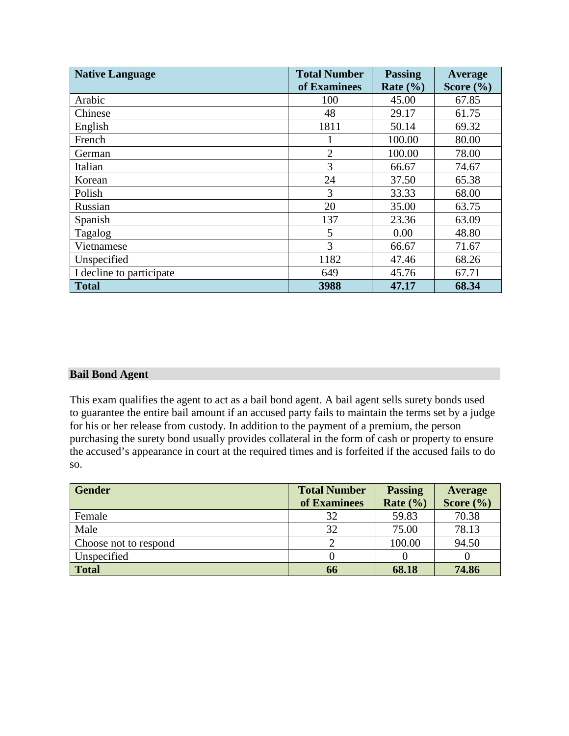| Native Language | Total Number of Examinees | Passing Rate (%) | Average Score (%) |
|---|---|---|---|
| Arabic | 100 | 45.00 | 67.85 |
| Chinese | 48 | 29.17 | 61.75 |
| English | 1811 | 50.14 | 69.32 |
| French | 1 | 100.00 | 80.00 |
| German | 2 | 100.00 | 78.00 |
| Italian | 3 | 66.67 | 74.67 |
| Korean | 24 | 37.50 | 65.38 |
| Polish | 3 | 33.33 | 68.00 |
| Russian | 20 | 35.00 | 63.75 |
| Spanish | 137 | 23.36 | 63.09 |
| Tagalog | 5 | 0.00 | 48.80 |
| Vietnamese | 3 | 66.67 | 71.67 |
| Unspecified | 1182 | 47.46 | 68.26 |
| I decline to participate | 649 | 45.76 | 67.71 |
| **Total** | **3988** | **47.17** | **68.34** |

## Bail Bond Agent

This exam qualifies the agent to act as a bail bond agent. A bail agent sells surety bonds used to guarantee the entire bail amount if an accused party fails to maintain the terms set by a judge for his or her release from custody. In addition to the payment of a premium, the person purchasing the surety bond usually provides collateral in the form of cash or property to ensure the accused's appearance in court at the required times and is forfeited if the accused fails to do so.

| Gender | Total Number of Examinees | Passing Rate (%) | Average Score (%) |
|---|---|---|---|
| Female | 32 | 59.83 | 70.38 |
| Male | 32 | 75.00 | 78.13 |
| Choose not to respond | 2 | 100.00 | 94.50 |
| Unspecified | 0 | 0 | 0 |
| **Total** | **66** | **68.18** | **74.86** |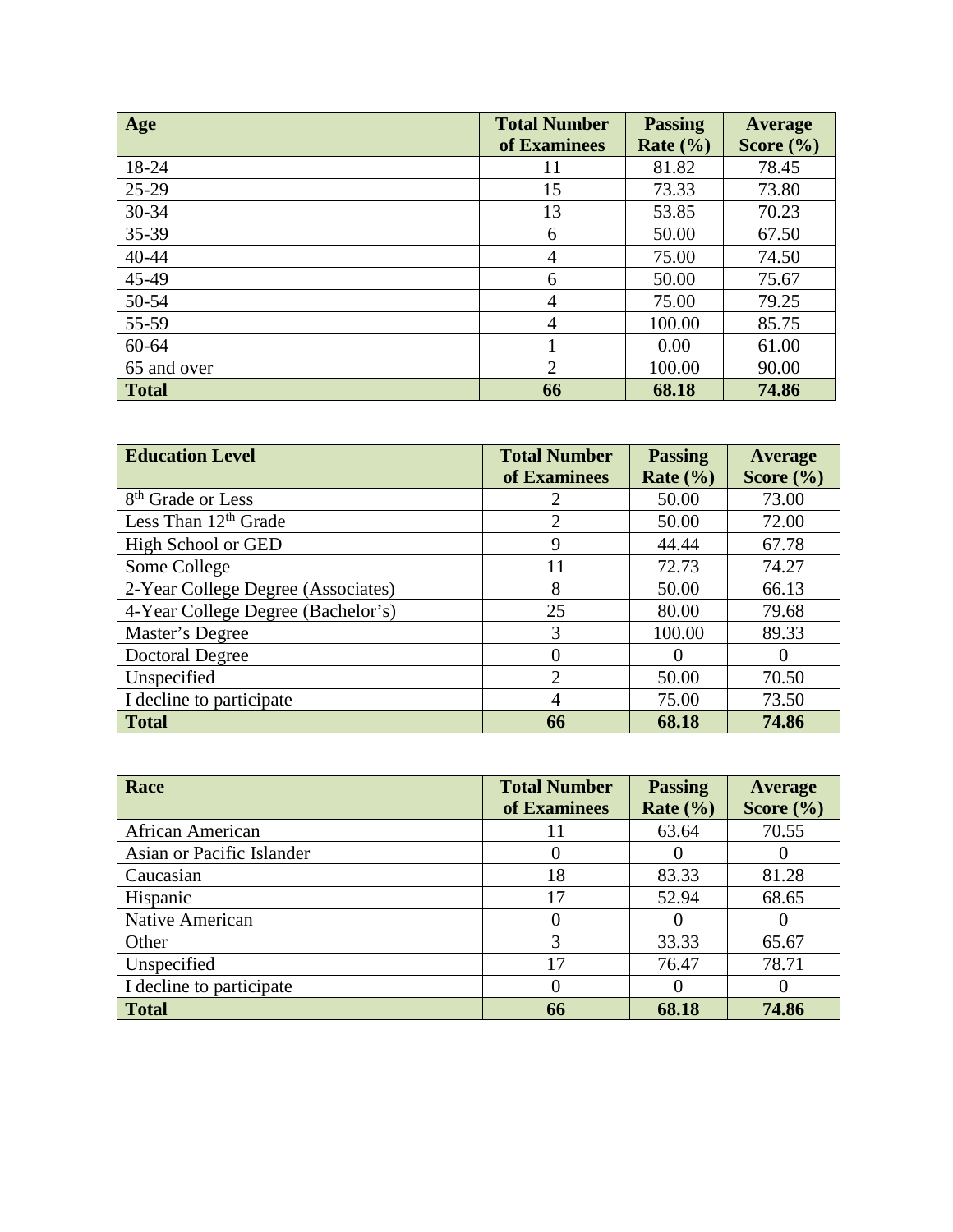| Age | Total Number of Examinees | Passing Rate (%) | Average Score (%) |
|---|---|---|---|
| 18-24 | 11 | 81.82 | 78.45 |
| 25-29 | 15 | 73.33 | 73.80 |
| 30-34 | 13 | 53.85 | 70.23 |
| 35-39 | 6 | 50.00 | 67.50 |
| 40-44 | 4 | 75.00 | 74.50 |
| 45-49 | 6 | 50.00 | 75.67 |
| 50-54 | 4 | 75.00 | 79.25 |
| 55-59 | 4 | 100.00 | 85.75 |
| 60-64 | 1 | 0.00 | 61.00 |
| 65 and over | 2 | 100.00 | 90.00 |
| **Total** | **66** | **68.18** | **74.86** |

| Education Level | Total Number of Examinees | Passing Rate (%) | Average Score (%) |
|---|---|---|---|
| 8th Grade or Less | 2 | 50.00 | 73.00 |
| Less Than 12th Grade | 2 | 50.00 | 72.00 |
| High School or GED | 9 | 44.44 | 67.78 |
| Some College | 11 | 72.73 | 74.27 |
| 2-Year College Degree (Associates) | 8 | 50.00 | 66.13 |
| 4-Year College Degree (Bachelor's) | 25 | 80.00 | 79.68 |
| Master's Degree | 3 | 100.00 | 89.33 |
| Doctoral Degree | 0 | 0 | 0 |
| Unspecified | 2 | 50.00 | 70.50 |
| I decline to participate | 4 | 75.00 | 73.50 |
| **Total** | **66** | **68.18** | **74.86** |

| Race | Total Number of Examinees | Passing Rate (%) | Average Score (%) |
|---|---|---|---|
| African American | 11 | 63.64 | 70.55 |
| Asian or Pacific Islander | 0 | 0 | 0 |
| Caucasian | 18 | 83.33 | 81.28 |
| Hispanic | 17 | 52.94 | 68.65 |
| Native American | 0 | 0 | 0 |
| Other | 3 | 33.33 | 65.67 |
| Unspecified | 17 | 76.47 | 78.71 |
| I decline to participate | 0 | 0 | 0 |
| **Total** | **66** | **68.18** | **74.86** |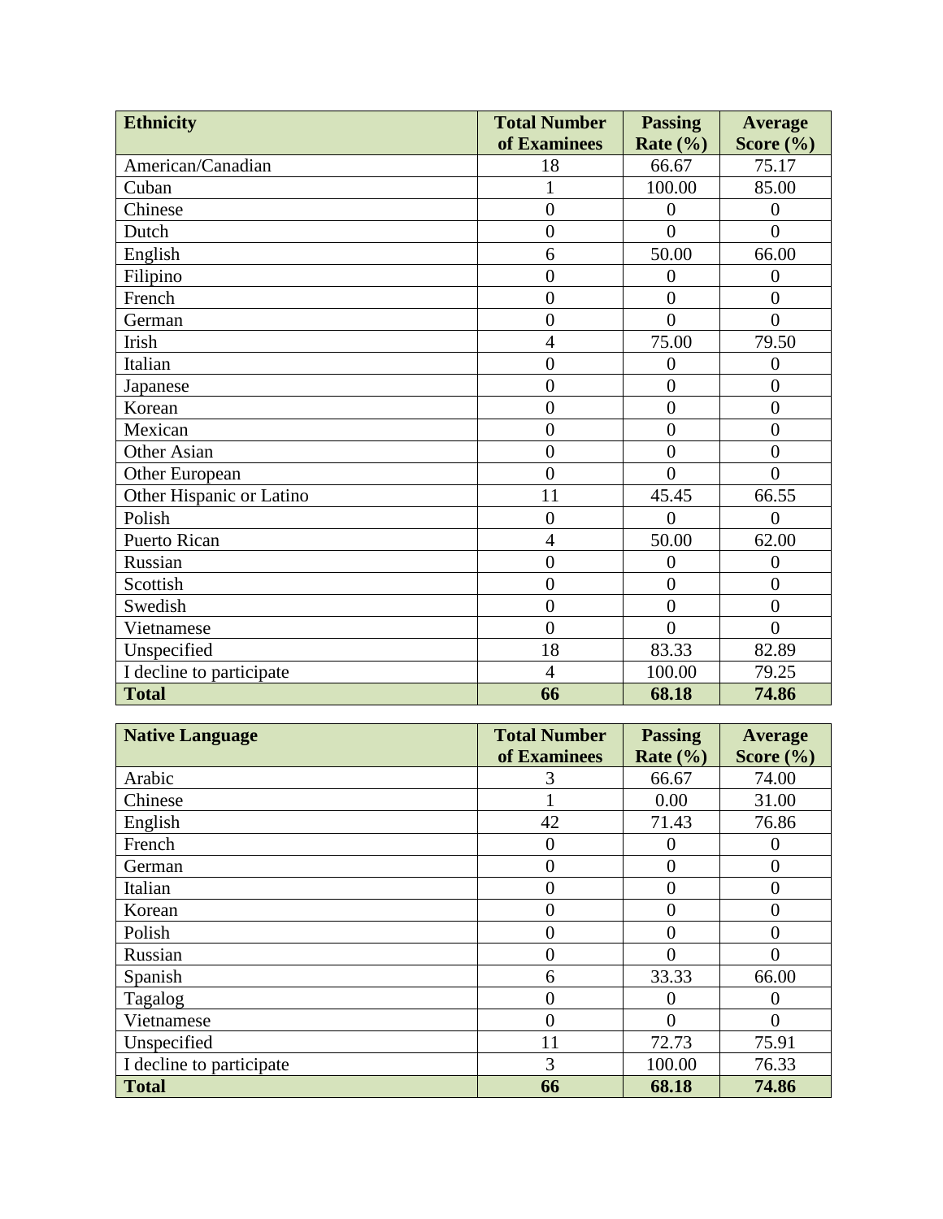| Ethnicity | Total Number of Examinees | Passing Rate (%) | Average Score (%) |
| --- | --- | --- | --- |
| American/Canadian | 18 | 66.67 | 75.17 |
| Cuban | 1 | 100.00 | 85.00 |
| Chinese | 0 | 0 | 0 |
| Dutch | 0 | 0 | 0 |
| English | 6 | 50.00 | 66.00 |
| Filipino | 0 | 0 | 0 |
| French | 0 | 0 | 0 |
| German | 0 | 0 | 0 |
| Irish | 4 | 75.00 | 79.50 |
| Italian | 0 | 0 | 0 |
| Japanese | 0 | 0 | 0 |
| Korean | 0 | 0 | 0 |
| Mexican | 0 | 0 | 0 |
| Other Asian | 0 | 0 | 0 |
| Other European | 0 | 0 | 0 |
| Other Hispanic or Latino | 11 | 45.45 | 66.55 |
| Polish | 0 | 0 | 0 |
| Puerto Rican | 4 | 50.00 | 62.00 |
| Russian | 0 | 0 | 0 |
| Scottish | 0 | 0 | 0 |
| Swedish | 0 | 0 | 0 |
| Vietnamese | 0 | 0 | 0 |
| Unspecified | 18 | 83.33 | 82.89 |
| I decline to participate | 4 | 100.00 | 79.25 |
| **Total** | **66** | **68.18** | **74.86** |

| Native Language | Total Number of Examinees | Passing Rate (%) | Average Score (%) |
| --- | --- | --- | --- |
| Arabic | 3 | 66.67 | 74.00 |
| Chinese | 1 | 0.00 | 31.00 |
| English | 42 | 71.43 | 76.86 |
| French | 0 | 0 | 0 |
| German | 0 | 0 | 0 |
| Italian | 0 | 0 | 0 |
| Korean | 0 | 0 | 0 |
| Polish | 0 | 0 | 0 |
| Russian | 0 | 0 | 0 |
| Spanish | 6 | 33.33 | 66.00 |
| Tagalog | 0 | 0 | 0 |
| Vietnamese | 0 | 0 | 0 |
| Unspecified | 11 | 72.73 | 75.91 |
| I decline to participate | 3 | 100.00 | 76.33 |
| **Total** | **66** | **68.18** | **74.86** |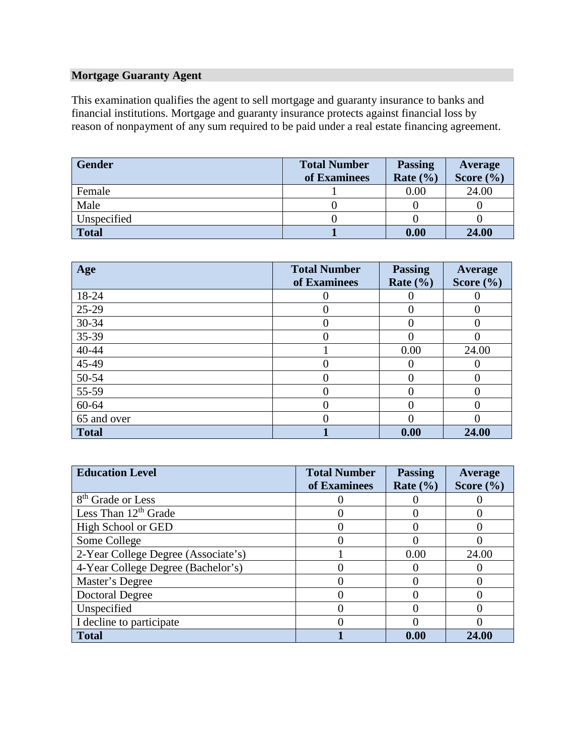## Mortgage Guaranty Agent

This examination qualifies the agent to sell mortgage and guaranty insurance to banks and financial institutions. Mortgage and guaranty insurance protects against financial loss by reason of nonpayment of any sum required to be paid under a real estate financing agreement.

| Gender | Total Number of Examinees | Passing Rate (%) | Average Score (%) |
|---|---|---|---|
| Female | 1 | 0.00 | 24.00 |
| Male | 0 | 0 | 0 |
| Unspecified | 0 | 0 | 0 |
| **Total** | **1** | **0.00** | **24.00** |

| Age | Total Number of Examinees | Passing Rate (%) | Average Score (%) |
|---|---|---|---|
| 18-24 | 0 | 0 | 0 |
| 25-29 | 0 | 0 | 0 |
| 30-34 | 0 | 0 | 0 |
| 35-39 | 0 | 0 | 0 |
| 40-44 | 1 | 0.00 | 24.00 |
| 45-49 | 0 | 0 | 0 |
| 50-54 | 0 | 0 | 0 |
| 55-59 | 0 | 0 | 0 |
| 60-64 | 0 | 0 | 0 |
| 65 and over | 0 | 0 | 0 |
| **Total** | **1** | **0.00** | **24.00** |

| Education Level | Total Number of Examinees | Passing Rate (%) | Average Score (%) |
|---|---|---|---|
| 8th Grade or Less | 0 | 0 | 0 |
| Less Than 12th Grade | 0 | 0 | 0 |
| High School or GED | 0 | 0 | 0 |
| Some College | 0 | 0 | 0 |
| 2-Year College Degree (Associate's) | 1 | 0.00 | 24.00 |
| 4-Year College Degree (Bachelor's) | 0 | 0 | 0 |
| Master's Degree | 0 | 0 | 0 |
| Doctoral Degree | 0 | 0 | 0 |
| Unspecified | 0 | 0 | 0 |
| I decline to participate | 0 | 0 | 0 |
| **Total** | **1** | **0.00** | **24.00** |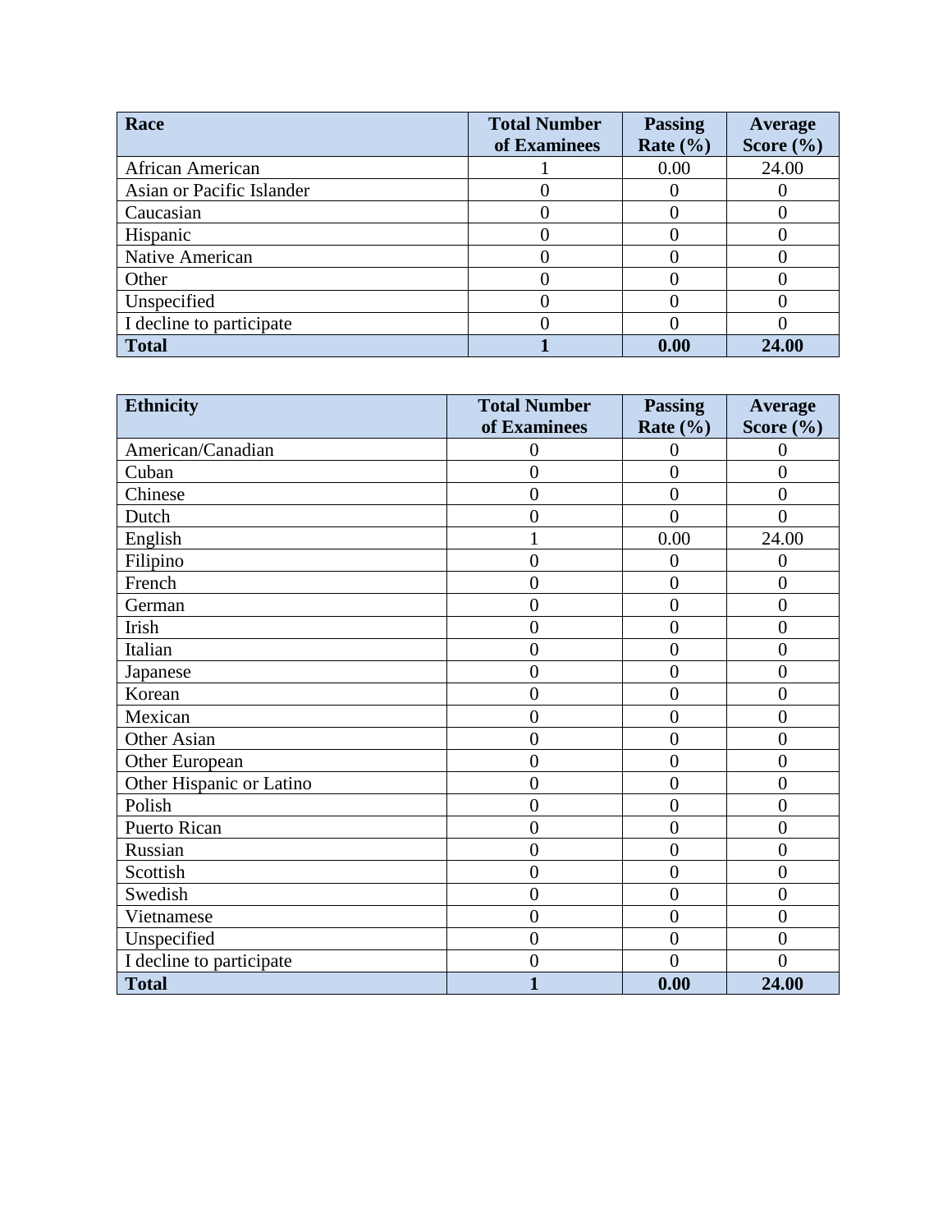| Race | Total Number of Examinees | Passing Rate (%) | Average Score (%) |
|---|---|---|---|
| African American | 1 | 0.00 | 24.00 |
| Asian or Pacific Islander | 0 | 0 | 0 |
| Caucasian | 0 | 0 | 0 |
| Hispanic | 0 | 0 | 0 |
| Native American | 0 | 0 | 0 |
| Other | 0 | 0 | 0 |
| Unspecified | 0 | 0 | 0 |
| I decline to participate | 0 | 0 | 0 |
| **Total** | **1** | **0.00** | **24.00** |

| Ethnicity | Total Number of Examinees | Passing Rate (%) | Average Score (%) |
|---|---|---|---|
| American/Canadian | 0 | 0 | 0 |
| Cuban | 0 | 0 | 0 |
| Chinese | 0 | 0 | 0 |
| Dutch | 0 | 0 | 0 |
| English | 1 | 0.00 | 24.00 |
| Filipino | 0 | 0 | 0 |
| French | 0 | 0 | 0 |
| German | 0 | 0 | 0 |
| Irish | 0 | 0 | 0 |
| Italian | 0 | 0 | 0 |
| Japanese | 0 | 0 | 0 |
| Korean | 0 | 0 | 0 |
| Mexican | 0 | 0 | 0 |
| Other Asian | 0 | 0 | 0 |
| Other European | 0 | 0 | 0 |
| Other Hispanic or Latino | 0 | 0 | 0 |
| Polish | 0 | 0 | 0 |
| Puerto Rican | 0 | 0 | 0 |
| Russian | 0 | 0 | 0 |
| Scottish | 0 | 0 | 0 |
| Swedish | 0 | 0 | 0 |
| Vietnamese | 0 | 0 | 0 |
| Unspecified | 0 | 0 | 0 |
| I decline to participate | 0 | 0 | 0 |
| **Total** | **1** | **0.00** | **24.00** |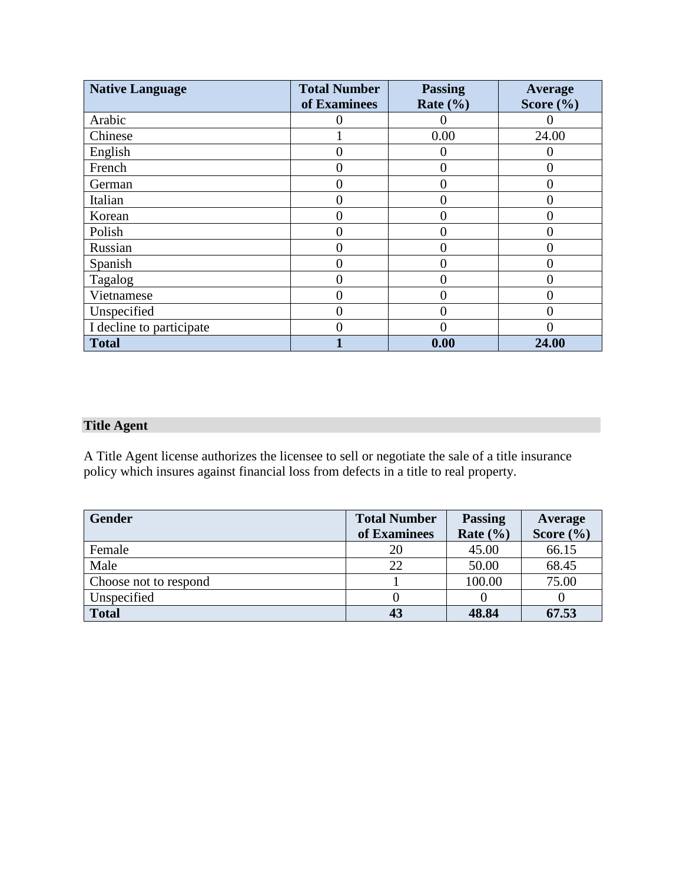| Native Language | Total Number of Examinees | Passing Rate (%) | Average Score (%) |
|---|---|---|---|
| Arabic | 0 | 0 | 0 |
| Chinese | 1 | 0.00 | 24.00 |
| English | 0 | 0 | 0 |
| French | 0 | 0 | 0 |
| German | 0 | 0 | 0 |
| Italian | 0 | 0 | 0 |
| Korean | 0 | 0 | 0 |
| Polish | 0 | 0 | 0 |
| Russian | 0 | 0 | 0 |
| Spanish | 0 | 0 | 0 |
| Tagalog | 0 | 0 | 0 |
| Vietnamese | 0 | 0 | 0 |
| Unspecified | 0 | 0 | 0 |
| I decline to participate | 0 | 0 | 0 |
| **Total** | **1** | **0.00** | **24.00** |

## Title Agent

A Title Agent license authorizes the licensee to sell or negotiate the sale of a title insurance policy which insures against financial loss from defects in a title to real property.

| Gender | Total Number of Examinees | Passing Rate (%) | Average Score (%) |
|---|---|---|---|
| Female | 20 | 45.00 | 66.15 |
| Male | 22 | 50.00 | 68.45 |
| Choose not to respond | 1 | 100.00 | 75.00 |
| Unspecified | 0 | 0 | 0 |
| **Total** | **43** | **48.84** | **67.53** |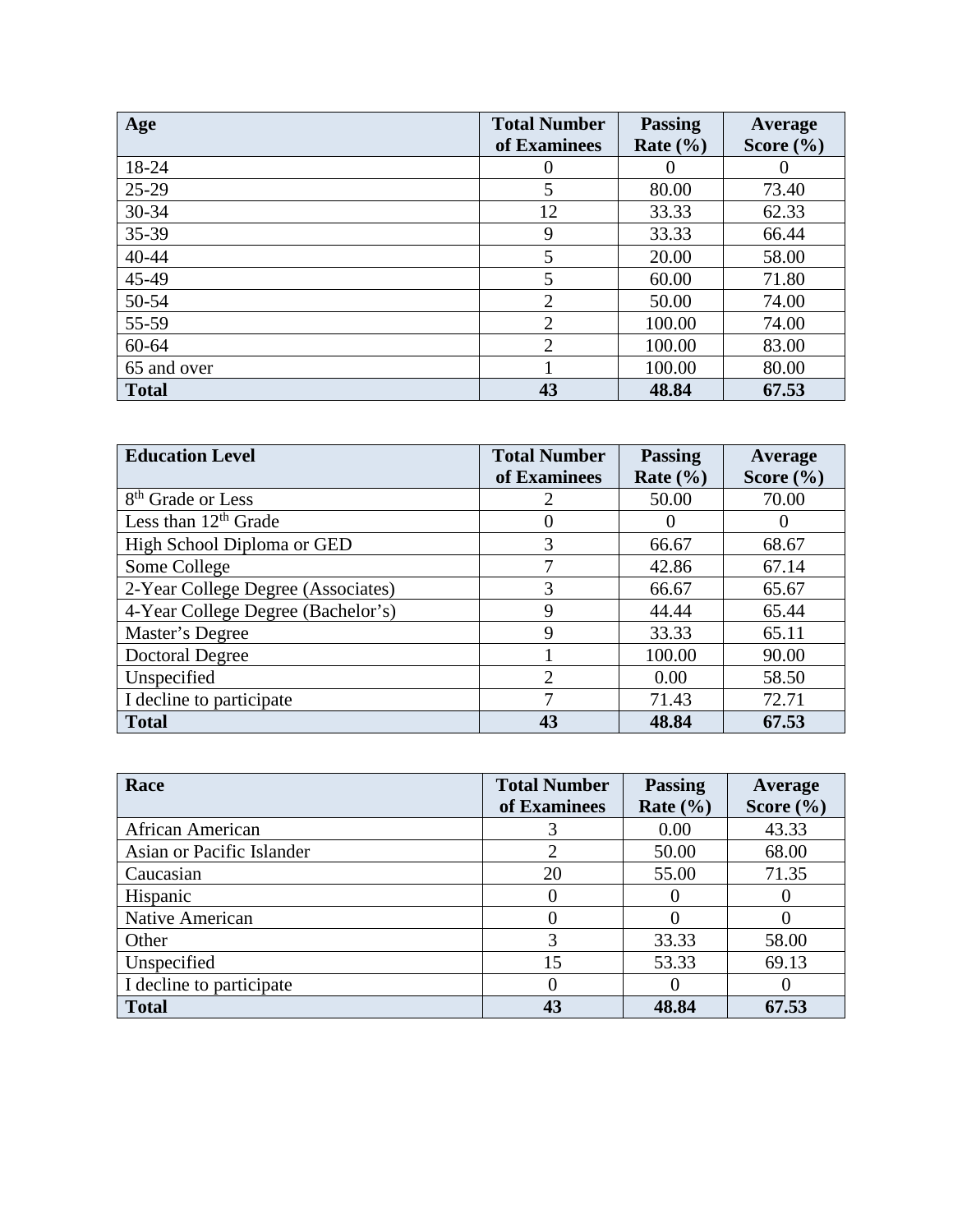| Age | Total Number of Examinees | Passing Rate (%) | Average Score (%) |
|---|---|---|---|
| 18-24 | 0 | 0 | 0 |
| 25-29 | 5 | 80.00 | 73.40 |
| 30-34 | 12 | 33.33 | 62.33 |
| 35-39 | 9 | 33.33 | 66.44 |
| 40-44 | 5 | 20.00 | 58.00 |
| 45-49 | 5 | 60.00 | 71.80 |
| 50-54 | 2 | 50.00 | 74.00 |
| 55-59 | 2 | 100.00 | 74.00 |
| 60-64 | 2 | 100.00 | 83.00 |
| 65 and over | 1 | 100.00 | 80.00 |
| **Total** | **43** | **48.84** | **67.53** |

| Education Level | Total Number of Examinees | Passing Rate (%) | Average Score (%) |
|---|---|---|---|
| 8th Grade or Less | 2 | 50.00 | 70.00 |
| Less than 12th Grade | 0 | 0 | 0 |
| High School Diploma or GED | 3 | 66.67 | 68.67 |
| Some College | 7 | 42.86 | 67.14 |
| 2-Year College Degree (Associates) | 3 | 66.67 | 65.67 |
| 4-Year College Degree (Bachelor's) | 9 | 44.44 | 65.44 |
| Master's Degree | 9 | 33.33 | 65.11 |
| Doctoral Degree | 1 | 100.00 | 90.00 |
| Unspecified | 2 | 0.00 | 58.50 |
| I decline to participate | 7 | 71.43 | 72.71 |
| **Total** | **43** | **48.84** | **67.53** |

| Race | Total Number of Examinees | Passing Rate (%) | Average Score (%) |
|---|---|---|---|
| African American | 3 | 0.00 | 43.33 |
| Asian or Pacific Islander | 2 | 50.00 | 68.00 |
| Caucasian | 20 | 55.00 | 71.35 |
| Hispanic | 0 | 0 | 0 |
| Native American | 0 | 0 | 0 |
| Other | 3 | 33.33 | 58.00 |
| Unspecified | 15 | 53.33 | 69.13 |
| I decline to participate | 0 | 0 | 0 |
| **Total** | **43** | **48.84** | **67.53** |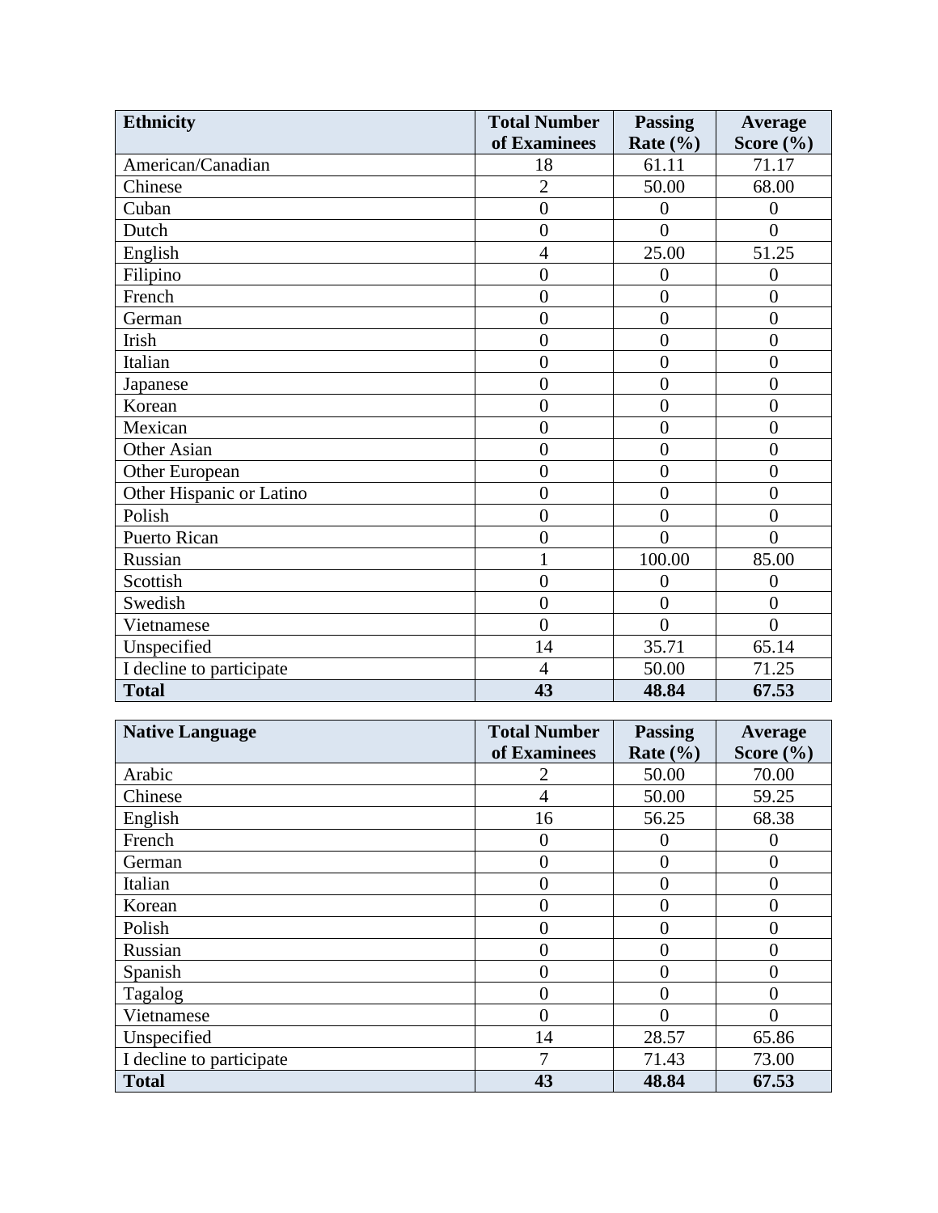| **Ethnicity** | **Total Number of Examinees** | **Passing Rate (%)** | **Average Score (%)** |
|---|---|---|---|
| American/Canadian | 18 | 61.11 | 71.17 |
| Chinese | 2 | 50.00 | 68.00 |
| Cuban | 0 | 0 | 0 |
| Dutch | 0 | 0 | 0 |
| English | 4 | 25.00 | 51.25 |
| Filipino | 0 | 0 | 0 |
| French | 0 | 0 | 0 |
| German | 0 | 0 | 0 |
| Irish | 0 | 0 | 0 |
| Italian | 0 | 0 | 0 |
| Japanese | 0 | 0 | 0 |
| Korean | 0 | 0 | 0 |
| Mexican | 0 | 0 | 0 |
| Other Asian | 0 | 0 | 0 |
| Other European | 0 | 0 | 0 |
| Other Hispanic or Latino | 0 | 0 | 0 |
| Polish | 0 | 0 | 0 |
| Puerto Rican | 0 | 0 | 0 |
| Russian | 1 | 100.00 | 85.00 |
| Scottish | 0 | 0 | 0 |
| Swedish | 0 | 0 | 0 |
| Vietnamese | 0 | 0 | 0 |
| Unspecified | 14 | 35.71 | 65.14 |
| I decline to participate | 4 | 50.00 | 71.25 |
| **Total** | **43** | **48.84** | **67.53** |

| **Native Language** | **Total Number of Examinees** | **Passing Rate (%)** | **Average Score (%)** |
|---|---|---|---|
| Arabic | 2 | 50.00 | 70.00 |
| Chinese | 4 | 50.00 | 59.25 |
| English | 16 | 56.25 | 68.38 |
| French | 0 | 0 | 0 |
| German | 0 | 0 | 0 |
| Italian | 0 | 0 | 0 |
| Korean | 0 | 0 | 0 |
| Polish | 0 | 0 | 0 |
| Russian | 0 | 0 | 0 |
| Spanish | 0 | 0 | 0 |
| Tagalog | 0 | 0 | 0 |
| Vietnamese | 0 | 0 | 0 |
| Unspecified | 14 | 28.57 | 65.86 |
| I decline to participate | 7 | 71.43 | 73.00 |
| **Total** | **43** | **48.84** | **67.53** |